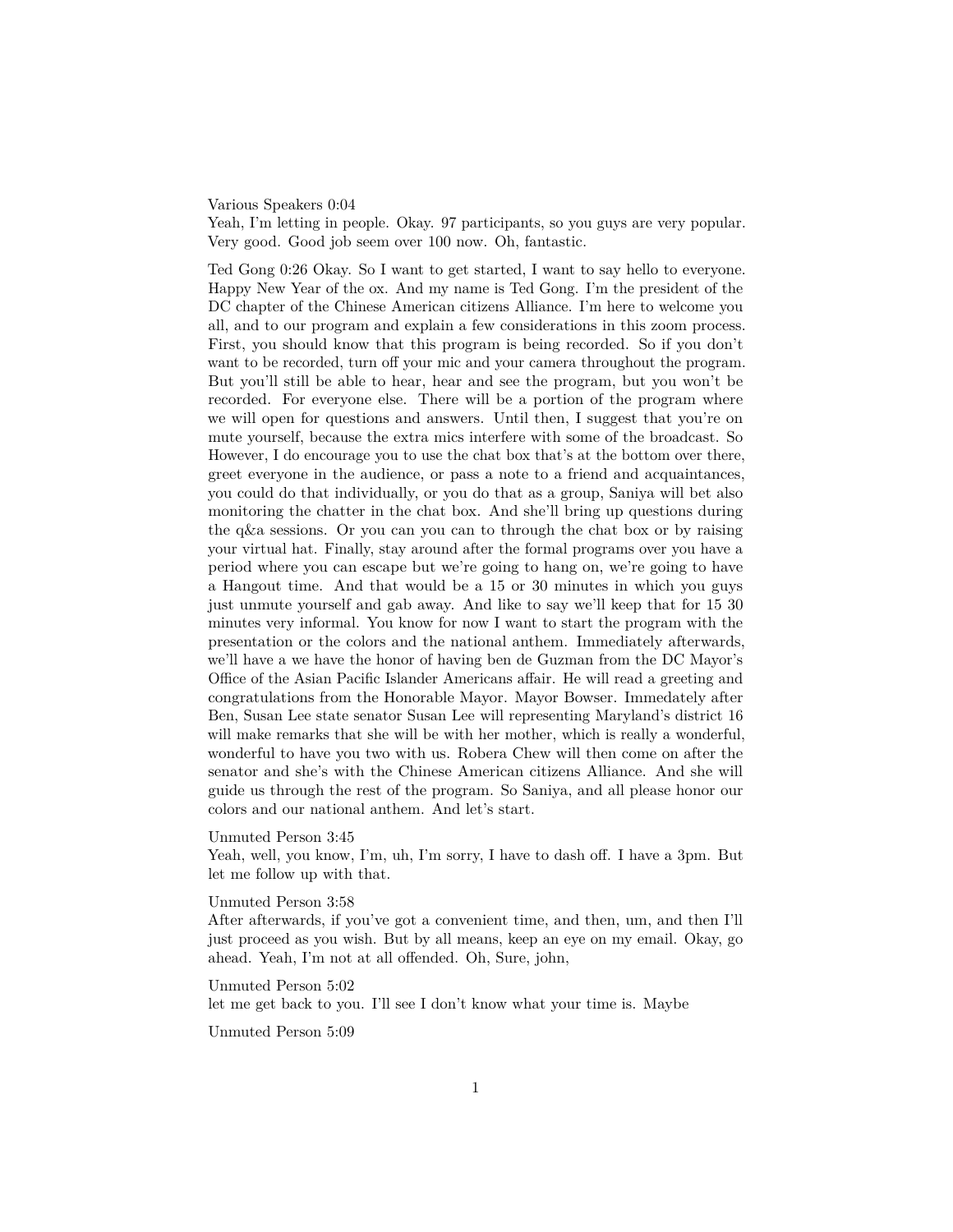Various Speakers 0:04
Yeah, I'm letting in people. Okay. 97 participants, so you guys are very popular. Very good. Good job seem over 100 now. Oh, fantastic.

Ted Gong 0:26 Okay. So I want to get started, I want to say hello to everyone. Happy New Year of the ox. And my name is Ted Gong. I'm the president of the DC chapter of the Chinese American citizens Alliance. I'm here to welcome you all, and to our program and explain a few considerations in this zoom process. First, you should know that this program is being recorded. So if you don't want to be recorded, turn off your mic and your camera throughout the program. But you'll still be able to hear, hear and see the program, but you won't be recorded. For everyone else. There will be a portion of the program where we will open for questions and answers. Until then, I suggest that you're on mute yourself, because the extra mics interfere with some of the broadcast. So However, I do encourage you to use the chat box that's at the bottom over there, greet everyone in the audience, or pass a note to a friend and acquaintances, you could do that individually, or you do that as a group, Saniya will bet also monitoring the chatter in the chat box. And she'll bring up questions during the q&a sessions. Or you can you can to through the chat box or by raising your virtual hat. Finally, stay around after the formal programs over you have a period where you can escape but we're going to hang on, we're going to have a Hangout time. And that would be a 15 or 30 minutes in which you guys just unmute yourself and gab away. And like to say we'll keep that for 15 30 minutes very informal. You know for now I want to start the program with the presentation or the colors and the national anthem. Immediately afterwards, we'll have a we have the honor of having ben de Guzman from the DC Mayor's Office of the Asian Pacific Islander Americans affair. He will read a greeting and congratulations from the Honorable Mayor. Mayor Bowser. Immedately after Ben, Susan Lee state senator Susan Lee will representing Maryland's district 16 will make remarks that she will be with her mother, which is really a wonderful, wonderful to have you two with us. Robera Chew will then come on after the senator and she's with the Chinese American citizens Alliance. And she will guide us through the rest of the program. So Saniya, and all please honor our colors and our national anthem. And let's start.

Unmuted Person 3:45
Yeah, well, you know, I'm, uh, I'm sorry, I have to dash off. I have a 3pm. But let me follow up with that.

Unmuted Person 3:58
After afterwards, if you've got a convenient time, and then, um, and then I'll just proceed as you wish. But by all means, keep an eye on my email. Okay, go ahead. Yeah, I'm not at all offended. Oh, Sure, john,

Unmuted Person 5:02
let me get back to you. I'll see I don't know what your time is. Maybe

Unmuted Person 5:09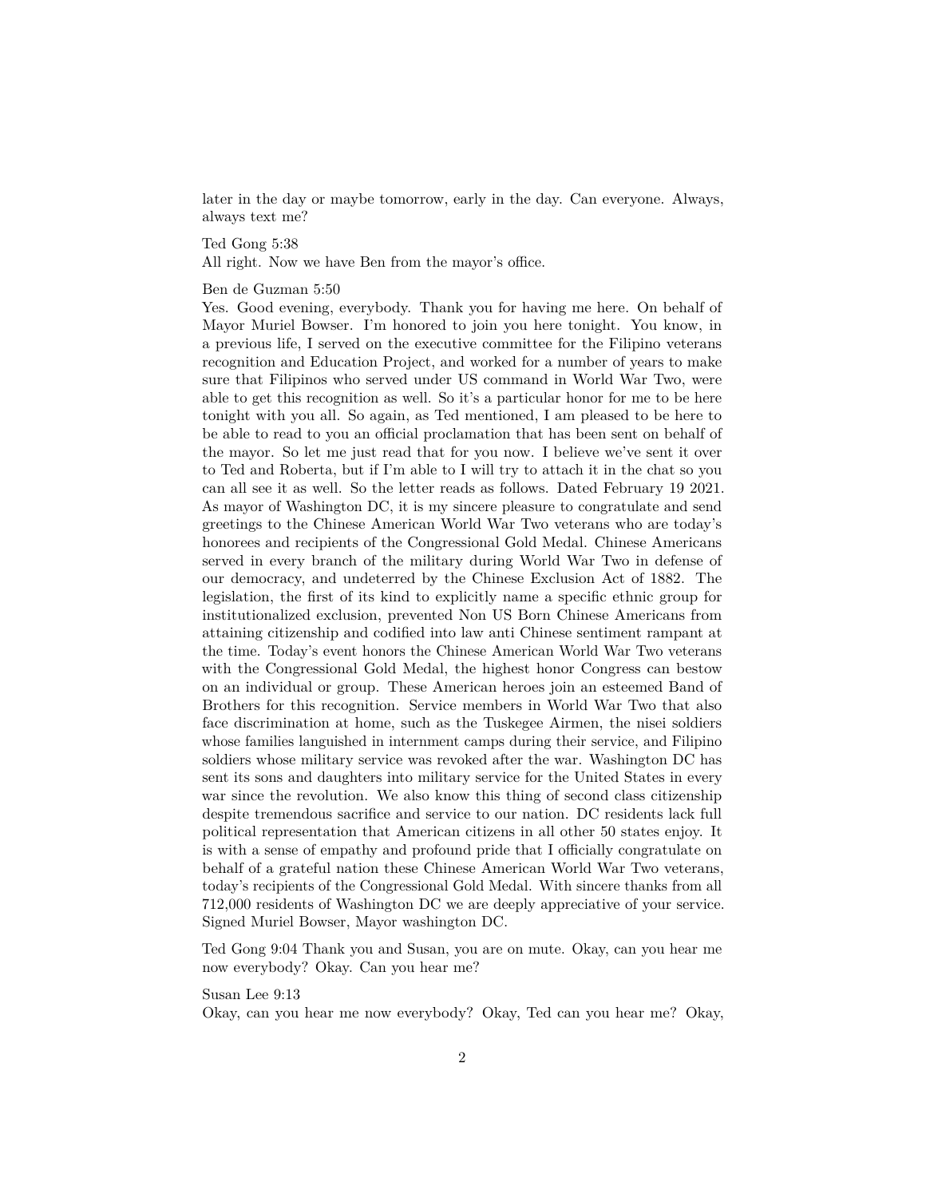later in the day or maybe tomorrow, early in the day. Can everyone. Always, always text me?

Ted Gong 5:38
All right. Now we have Ben from the mayor's office.

Ben de Guzman 5:50
Yes. Good evening, everybody. Thank you for having me here. On behalf of Mayor Muriel Bowser. I'm honored to join you here tonight. You know, in a previous life, I served on the executive committee for the Filipino veterans recognition and Education Project, and worked for a number of years to make sure that Filipinos who served under US command in World War Two, were able to get this recognition as well. So it's a particular honor for me to be here tonight with you all. So again, as Ted mentioned, I am pleased to be here to be able to read to you an official proclamation that has been sent on behalf of the mayor. So let me just read that for you now. I believe we've sent it over to Ted and Roberta, but if I'm able to I will try to attach it in the chat so you can all see it as well. So the letter reads as follows. Dated February 19 2021. As mayor of Washington DC, it is my sincere pleasure to congratulate and send greetings to the Chinese American World War Two veterans who are today's honorees and recipients of the Congressional Gold Medal. Chinese Americans served in every branch of the military during World War Two in defense of our democracy, and undeterred by the Chinese Exclusion Act of 1882. The legislation, the first of its kind to explicitly name a specific ethnic group for institutionalized exclusion, prevented Non US Born Chinese Americans from attaining citizenship and codified into law anti Chinese sentiment rampant at the time. Today's event honors the Chinese American World War Two veterans with the Congressional Gold Medal, the highest honor Congress can bestow on an individual or group. These American heroes join an esteemed Band of Brothers for this recognition. Service members in World War Two that also face discrimination at home, such as the Tuskegee Airmen, the nisei soldiers whose families languished in internment camps during their service, and Filipino soldiers whose military service was revoked after the war. Washington DC has sent its sons and daughters into military service for the United States in every war since the revolution. We also know this thing of second class citizenship despite tremendous sacrifice and service to our nation. DC residents lack full political representation that American citizens in all other 50 states enjoy. It is with a sense of empathy and profound pride that I officially congratulate on behalf of a grateful nation these Chinese American World War Two veterans, today's recipients of the Congressional Gold Medal. With sincere thanks from all 712,000 residents of Washington DC we are deeply appreciative of your service. Signed Muriel Bowser, Mayor washington DC.

Ted Gong 9:04 Thank you and Susan, you are on mute. Okay, can you hear me now everybody? Okay. Can you hear me?

Susan Lee 9:13
Okay, can you hear me now everybody? Okay, Ted can you hear me? Okay,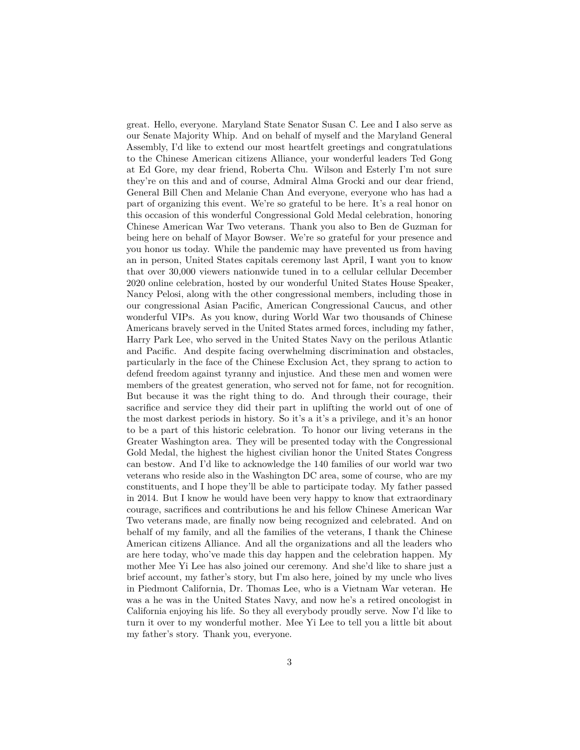great. Hello, everyone. Maryland State Senator Susan C. Lee and I also serve as our Senate Majority Whip. And on behalf of myself and the Maryland General Assembly, I'd like to extend our most heartfelt greetings and congratulations to the Chinese American citizens Alliance, your wonderful leaders Ted Gong at Ed Gore, my dear friend, Roberta Chu. Wilson and Esterly I'm not sure they're on this and and of course, Admiral Alma Grocki and our dear friend, General Bill Chen and Melanie Chan And everyone, everyone who has had a part of organizing this event. We're so grateful to be here. It's a real honor on this occasion of this wonderful Congressional Gold Medal celebration, honoring Chinese American War Two veterans. Thank you also to Ben de Guzman for being here on behalf of Mayor Bowser. We're so grateful for your presence and you honor us today. While the pandemic may have prevented us from having an in person, United States capitals ceremony last April, I want you to know that over 30,000 viewers nationwide tuned in to a cellular cellular December 2020 online celebration, hosted by our wonderful United States House Speaker, Nancy Pelosi, along with the other congressional members, including those in our congressional Asian Pacific, American Congressional Caucus, and other wonderful VIPs. As you know, during World War two thousands of Chinese Americans bravely served in the United States armed forces, including my father, Harry Park Lee, who served in the United States Navy on the perilous Atlantic and Pacific. And despite facing overwhelming discrimination and obstacles, particularly in the face of the Chinese Exclusion Act, they sprang to action to defend freedom against tyranny and injustice. And these men and women were members of the greatest generation, who served not for fame, not for recognition. But because it was the right thing to do. And through their courage, their sacrifice and service they did their part in uplifting the world out of one of the most darkest periods in history. So it's a it's a privilege, and it's an honor to be a part of this historic celebration. To honor our living veterans in the Greater Washington area. They will be presented today with the Congressional Gold Medal, the highest the highest civilian honor the United States Congress can bestow. And I'd like to acknowledge the 140 families of our world war two veterans who reside also in the Washington DC area, some of course, who are my constituents, and I hope they'll be able to participate today. My father passed in 2014. But I know he would have been very happy to know that extraordinary courage, sacrifices and contributions he and his fellow Chinese American War Two veterans made, are finally now being recognized and celebrated. And on behalf of my family, and all the families of the veterans, I thank the Chinese American citizens Alliance. And all the organizations and all the leaders who are here today, who've made this day happen and the celebration happen. My mother Mee Yi Lee has also joined our ceremony. And she'd like to share just a brief account, my father's story, but I'm also here, joined by my uncle who lives in Piedmont California, Dr. Thomas Lee, who is a Vietnam War veteran. He was a he was in the United States Navy, and now he's a retired oncologist in California enjoying his life. So they all everybody proudly serve. Now I'd like to turn it over to my wonderful mother. Mee Yi Lee to tell you a little bit about my father's story. Thank you, everyone.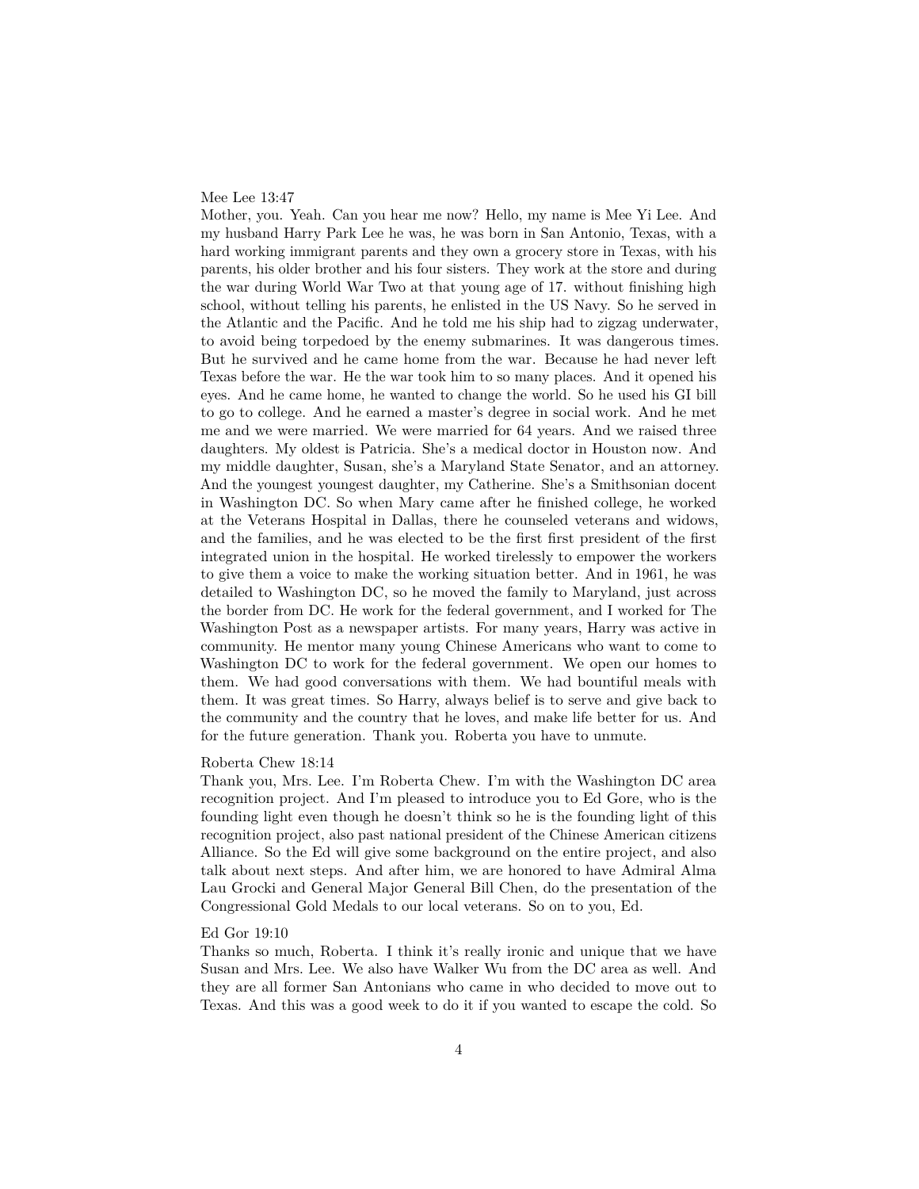Mee Lee 13:47

Mother, you. Yeah. Can you hear me now? Hello, my name is Mee Yi Lee. And my husband Harry Park Lee he was, he was born in San Antonio, Texas, with a hard working immigrant parents and they own a grocery store in Texas, with his parents, his older brother and his four sisters. They work at the store and during the war during World War Two at that young age of 17. without finishing high school, without telling his parents, he enlisted in the US Navy. So he served in the Atlantic and the Pacific. And he told me his ship had to zigzag underwater, to avoid being torpedoed by the enemy submarines. It was dangerous times. But he survived and he came home from the war. Because he had never left Texas before the war. He the war took him to so many places. And it opened his eyes. And he came home, he wanted to change the world. So he used his GI bill to go to college. And he earned a master's degree in social work. And he met me and we were married. We were married for 64 years. And we raised three daughters. My oldest is Patricia. She's a medical doctor in Houston now. And my middle daughter, Susan, she's a Maryland State Senator, and an attorney. And the youngest youngest daughter, my Catherine. She's a Smithsonian docent in Washington DC. So when Mary came after he finished college, he worked at the Veterans Hospital in Dallas, there he counseled veterans and widows, and the families, and he was elected to be the first first president of the first integrated union in the hospital. He worked tirelessly to empower the workers to give them a voice to make the working situation better. And in 1961, he was detailed to Washington DC, so he moved the family to Maryland, just across the border from DC. He work for the federal government, and I worked for The Washington Post as a newspaper artists. For many years, Harry was active in community. He mentor many young Chinese Americans who want to come to Washington DC to work for the federal government. We open our homes to them. We had good conversations with them. We had bountiful meals with them. It was great times. So Harry, always belief is to serve and give back to the community and the country that he loves, and make life better for us. And for the future generation. Thank you. Roberta you have to unmute.

Roberta Chew 18:14

Thank you, Mrs. Lee. I'm Roberta Chew. I'm with the Washington DC area recognition project. And I'm pleased to introduce you to Ed Gore, who is the founding light even though he doesn't think so he is the founding light of this recognition project, also past national president of the Chinese American citizens Alliance. So the Ed will give some background on the entire project, and also talk about next steps. And after him, we are honored to have Admiral Alma Lau Grocki and General Major General Bill Chen, do the presentation of the Congressional Gold Medals to our local veterans. So on to you, Ed.

Ed Gor 19:10

Thanks so much, Roberta. I think it's really ironic and unique that we have Susan and Mrs. Lee. We also have Walker Wu from the DC area as well. And they are all former San Antonians who came in who decided to move out to Texas. And this was a good week to do it if you wanted to escape the cold. So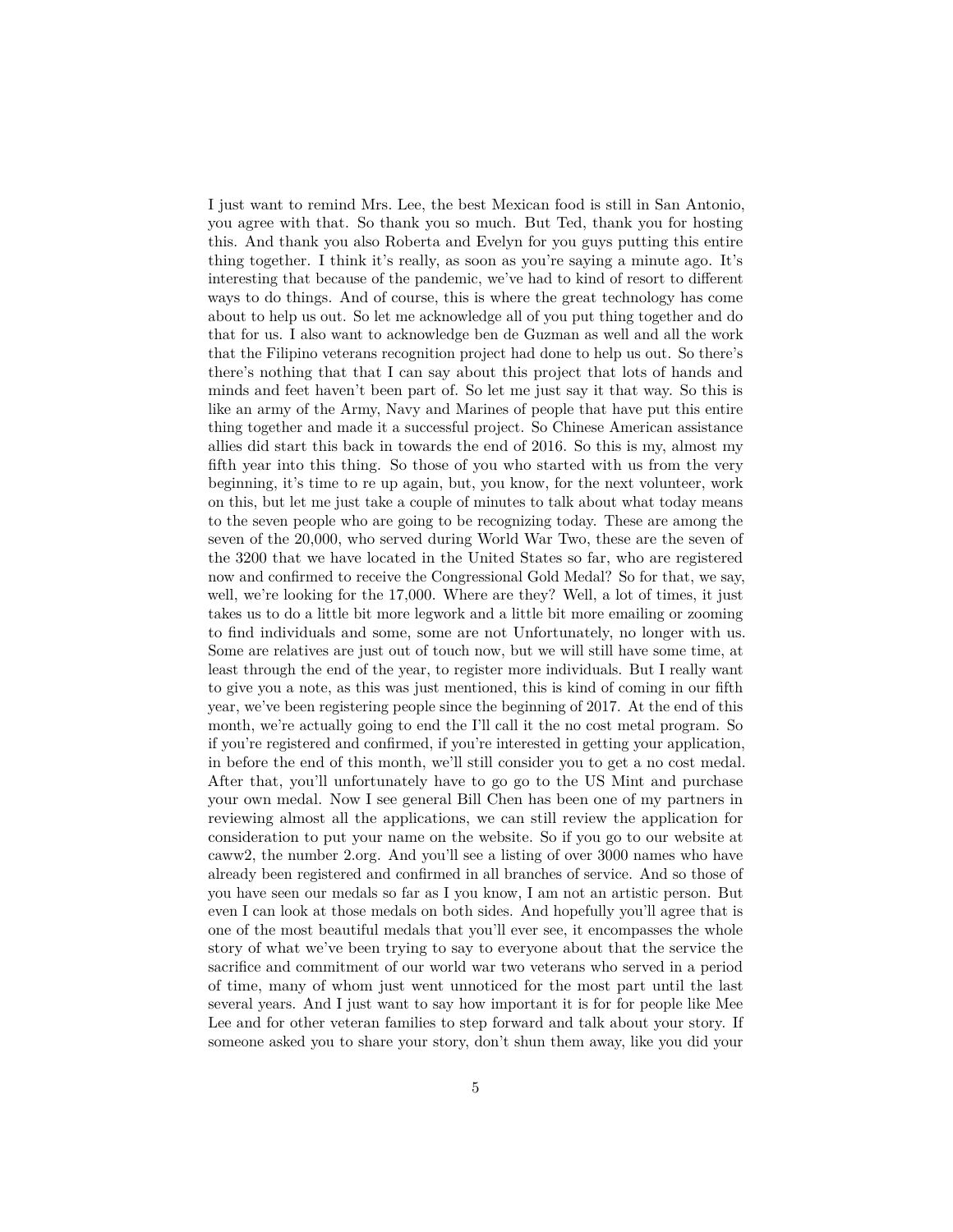I just want to remind Mrs. Lee, the best Mexican food is still in San Antonio, you agree with that. So thank you so much. But Ted, thank you for hosting this. And thank you also Roberta and Evelyn for you guys putting this entire thing together. I think it's really, as soon as you're saying a minute ago. It's interesting that because of the pandemic, we've had to kind of resort to different ways to do things. And of course, this is where the great technology has come about to help us out. So let me acknowledge all of you put thing together and do that for us. I also want to acknowledge ben de Guzman as well and all the work that the Filipino veterans recognition project had done to help us out. So there's there's nothing that that I can say about this project that lots of hands and minds and feet haven't been part of. So let me just say it that way. So this is like an army of the Army, Navy and Marines of people that have put this entire thing together and made it a successful project. So Chinese American assistance allies did start this back in towards the end of 2016. So this is my, almost my fifth year into this thing. So those of you who started with us from the very beginning, it's time to re up again, but, you know, for the next volunteer, work on this, but let me just take a couple of minutes to talk about what today means to the seven people who are going to be recognizing today. These are among the seven of the 20,000, who served during World War Two, these are the seven of the 3200 that we have located in the United States so far, who are registered now and confirmed to receive the Congressional Gold Medal? So for that, we say, well, we're looking for the 17,000. Where are they? Well, a lot of times, it just takes us to do a little bit more legwork and a little bit more emailing or zooming to find individuals and some, some are not Unfortunately, no longer with us. Some are relatives are just out of touch now, but we will still have some time, at least through the end of the year, to register more individuals. But I really want to give you a note, as this was just mentioned, this is kind of coming in our fifth year, we've been registering people since the beginning of 2017. At the end of this month, we're actually going to end the I'll call it the no cost metal program. So if you're registered and confirmed, if you're interested in getting your application, in before the end of this month, we'll still consider you to get a no cost medal. After that, you'll unfortunately have to go go to the US Mint and purchase your own medal. Now I see general Bill Chen has been one of my partners in reviewing almost all the applications, we can still review the application for consideration to put your name on the website. So if you go to our website at caww2, the number 2.org. And you'll see a listing of over 3000 names who have already been registered and confirmed in all branches of service. And so those of you have seen our medals so far as I you know, I am not an artistic person. But even I can look at those medals on both sides. And hopefully you'll agree that is one of the most beautiful medals that you'll ever see, it encompasses the whole story of what we've been trying to say to everyone about that the service the sacrifice and commitment of our world war two veterans who served in a period of time, many of whom just went unnoticed for the most part until the last several years. And I just want to say how important it is for for people like Mee Lee and for other veteran families to step forward and talk about your story. If someone asked you to share your story, don't shun them away, like you did your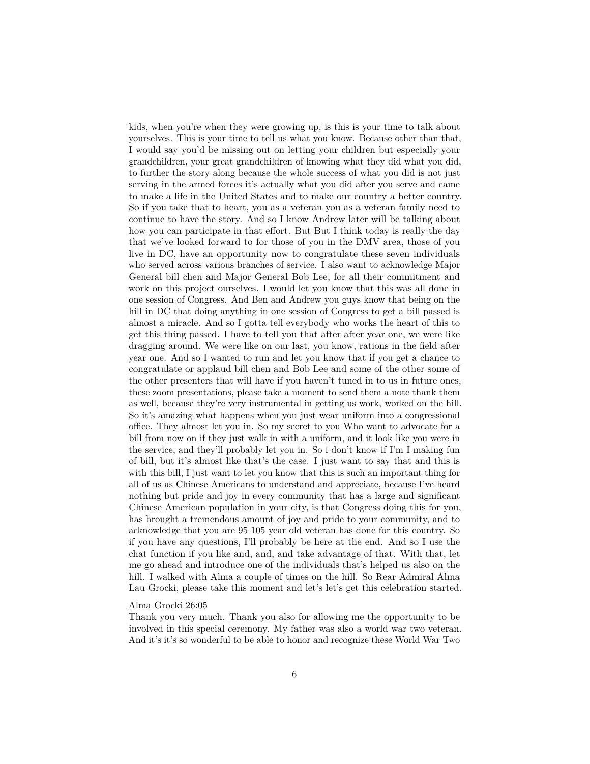kids, when you're when they were growing up, is this is your time to talk about yourselves. This is your time to tell us what you know. Because other than that, I would say you'd be missing out on letting your children but especially your grandchildren, your great grandchildren of knowing what they did what you did, to further the story along because the whole success of what you did is not just serving in the armed forces it's actually what you did after you serve and came to make a life in the United States and to make our country a better country. So if you take that to heart, you as a veteran you as a veteran family need to continue to have the story. And so I know Andrew later will be talking about how you can participate in that effort. But But I think today is really the day that we've looked forward to for those of you in the DMV area, those of you live in DC, have an opportunity now to congratulate these seven individuals who served across various branches of service. I also want to acknowledge Major General bill chen and Major General Bob Lee, for all their commitment and work on this project ourselves. I would let you know that this was all done in one session of Congress. And Ben and Andrew you guys know that being on the hill in DC that doing anything in one session of Congress to get a bill passed is almost a miracle. And so I gotta tell everybody who works the heart of this to get this thing passed. I have to tell you that after after year one, we were like dragging around. We were like on our last, you know, rations in the field after year one. And so I wanted to run and let you know that if you get a chance to congratulate or applaud bill chen and Bob Lee and some of the other some of the other presenters that will have if you haven't tuned in to us in future ones, these zoom presentations, please take a moment to send them a note thank them as well, because they're very instrumental in getting us work, worked on the hill. So it's amazing what happens when you just wear uniform into a congressional office. They almost let you in. So my secret to you Who want to advocate for a bill from now on if they just walk in with a uniform, and it look like you were in the service, and they'll probably let you in. So i don't know if I'm I making fun of bill, but it's almost like that's the case. I just want to say that and this is with this bill, I just want to let you know that this is such an important thing for all of us as Chinese Americans to understand and appreciate, because I've heard nothing but pride and joy in every community that has a large and significant Chinese American population in your city, is that Congress doing this for you, has brought a tremendous amount of joy and pride to your community, and to acknowledge that you are 95 105 year old veteran has done for this country. So if you have any questions, I'll probably be here at the end. And so I use the chat function if you like and, and, and take advantage of that. With that, let me go ahead and introduce one of the individuals that's helped us also on the hill. I walked with Alma a couple of times on the hill. So Rear Admiral Alma Lau Grocki, please take this moment and let's let's get this celebration started.

Alma Grocki 26:05
Thank you very much. Thank you also for allowing me the opportunity to be involved in this special ceremony. My father was also a world war two veteran. And it's it's so wonderful to be able to honor and recognize these World War Two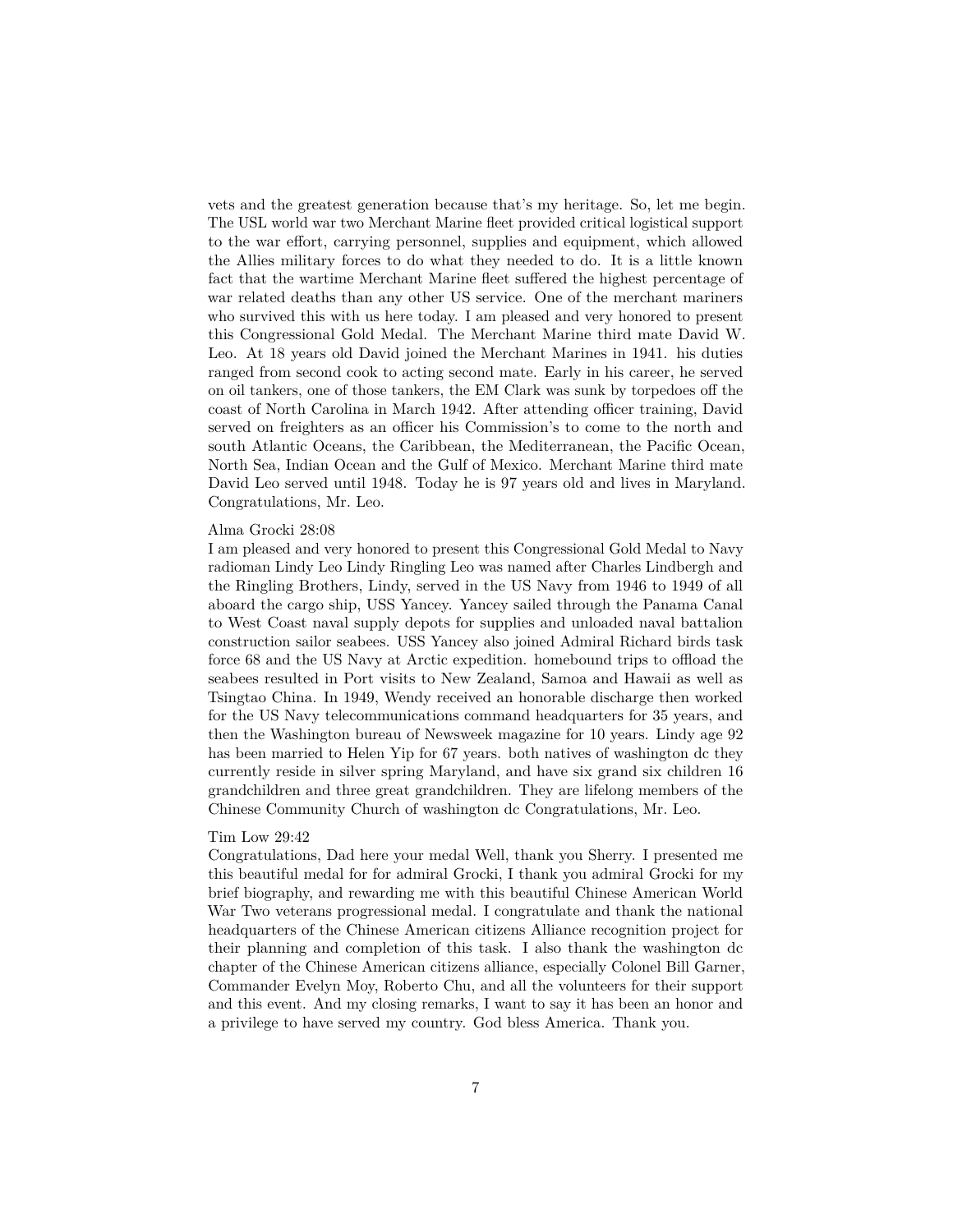vets and the greatest generation because that's my heritage. So, let me begin. The USL world war two Merchant Marine fleet provided critical logistical support to the war effort, carrying personnel, supplies and equipment, which allowed the Allies military forces to do what they needed to do. It is a little known fact that the wartime Merchant Marine fleet suffered the highest percentage of war related deaths than any other US service. One of the merchant mariners who survived this with us here today. I am pleased and very honored to present this Congressional Gold Medal. The Merchant Marine third mate David W. Leo. At 18 years old David joined the Merchant Marines in 1941. his duties ranged from second cook to acting second mate. Early in his career, he served on oil tankers, one of those tankers, the EM Clark was sunk by torpedoes off the coast of North Carolina in March 1942. After attending officer training, David served on freighters as an officer his Commission's to come to the north and south Atlantic Oceans, the Caribbean, the Mediterranean, the Pacific Ocean, North Sea, Indian Ocean and the Gulf of Mexico. Merchant Marine third mate David Leo served until 1948. Today he is 97 years old and lives in Maryland. Congratulations, Mr. Leo.

Alma Grocki 28:08
I am pleased and very honored to present this Congressional Gold Medal to Navy radioman Lindy Leo Lindy Ringling Leo was named after Charles Lindbergh and the Ringling Brothers, Lindy, served in the US Navy from 1946 to 1949 of all aboard the cargo ship, USS Yancey. Yancey sailed through the Panama Canal to West Coast naval supply depots for supplies and unloaded naval battalion construction sailor seabees. USS Yancey also joined Admiral Richard birds task force 68 and the US Navy at Arctic expedition. homebound trips to offload the seabees resulted in Port visits to New Zealand, Samoa and Hawaii as well as Tsingtao China. In 1949, Wendy received an honorable discharge then worked for the US Navy telecommunications command headquarters for 35 years, and then the Washington bureau of Newsweek magazine for 10 years. Lindy age 92 has been married to Helen Yip for 67 years. both natives of washington dc they currently reside in silver spring Maryland, and have six grand six children 16 grandchildren and three great grandchildren. They are lifelong members of the Chinese Community Church of washington dc Congratulations, Mr. Leo.

Tim Low 29:42
Congratulations, Dad here your medal Well, thank you Sherry. I presented me this beautiful medal for for admiral Grocki, I thank you admiral Grocki for my brief biography, and rewarding me with this beautiful Chinese American World War Two veterans progressional medal. I congratulate and thank the national headquarters of the Chinese American citizens Alliance recognition project for their planning and completion of this task. I also thank the washington dc chapter of the Chinese American citizens alliance, especially Colonel Bill Garner, Commander Evelyn Moy, Roberto Chu, and all the volunteers for their support and this event. And my closing remarks, I want to say it has been an honor and a privilege to have served my country. God bless America. Thank you.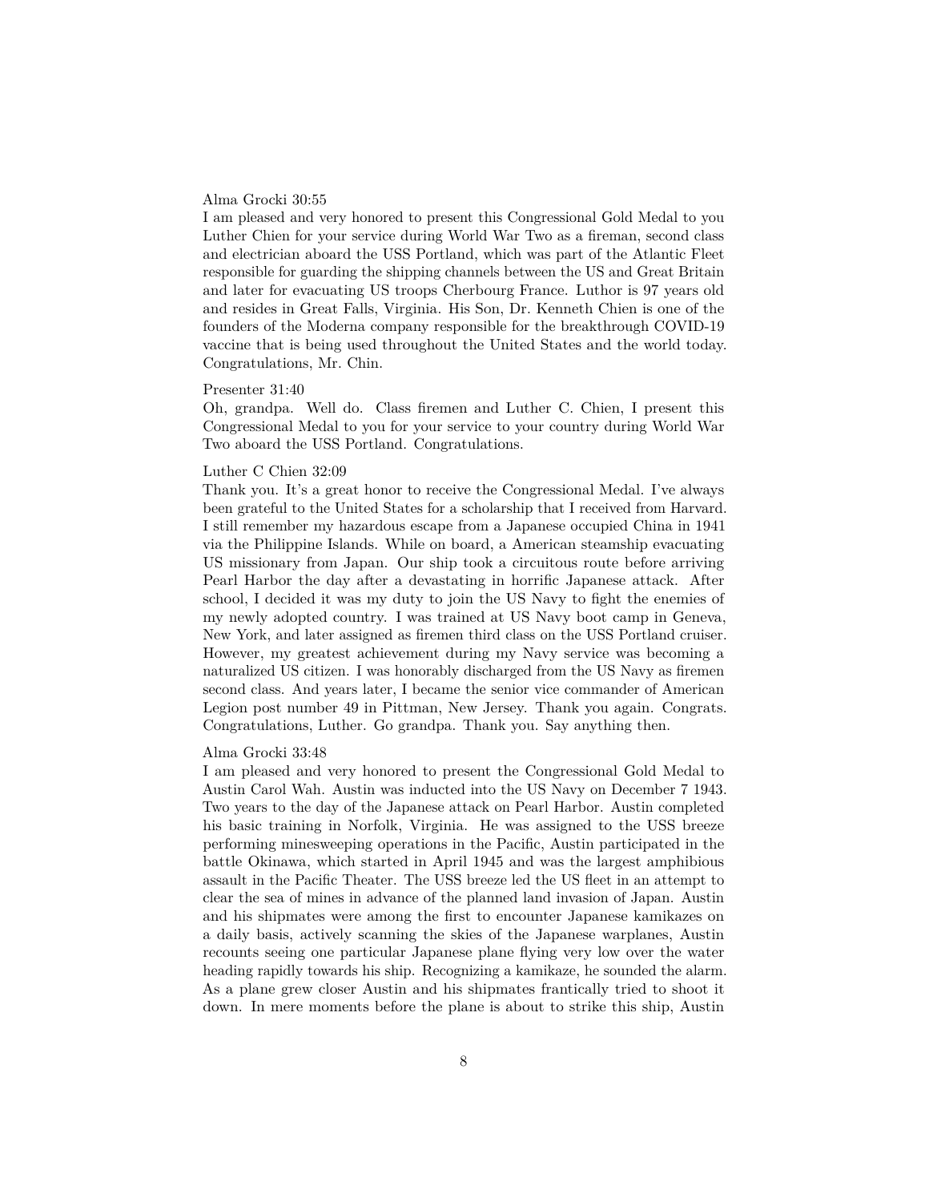Alma Grocki 30:55

I am pleased and very honored to present this Congressional Gold Medal to you Luther Chien for your service during World War Two as a fireman, second class and electrician aboard the USS Portland, which was part of the Atlantic Fleet responsible for guarding the shipping channels between the US and Great Britain and later for evacuating US troops Cherbourg France. Luthor is 97 years old and resides in Great Falls, Virginia. His Son, Dr. Kenneth Chien is one of the founders of the Moderna company responsible for the breakthrough COVID-19 vaccine that is being used throughout the United States and the world today. Congratulations, Mr. Chin.

Presenter 31:40

Oh, grandpa. Well do. Class firemen and Luther C. Chien, I present this Congressional Medal to you for your service to your country during World War Two aboard the USS Portland. Congratulations.

Luther C Chien 32:09

Thank you. It's a great honor to receive the Congressional Medal. I've always been grateful to the United States for a scholarship that I received from Harvard. I still remember my hazardous escape from a Japanese occupied China in 1941 via the Philippine Islands. While on board, a American steamship evacuating US missionary from Japan. Our ship took a circuitous route before arriving Pearl Harbor the day after a devastating in horrific Japanese attack. After school, I decided it was my duty to join the US Navy to fight the enemies of my newly adopted country. I was trained at US Navy boot camp in Geneva, New York, and later assigned as firemen third class on the USS Portland cruiser. However, my greatest achievement during my Navy service was becoming a naturalized US citizen. I was honorably discharged from the US Navy as firemen second class. And years later, I became the senior vice commander of American Legion post number 49 in Pittman, New Jersey. Thank you again. Congrats. Congratulations, Luther. Go grandpa. Thank you. Say anything then.

Alma Grocki 33:48

I am pleased and very honored to present the Congressional Gold Medal to Austin Carol Wah. Austin was inducted into the US Navy on December 7 1943. Two years to the day of the Japanese attack on Pearl Harbor. Austin completed his basic training in Norfolk, Virginia. He was assigned to the USS breeze performing minesweeping operations in the Pacific, Austin participated in the battle Okinawa, which started in April 1945 and was the largest amphibious assault in the Pacific Theater. The USS breeze led the US fleet in an attempt to clear the sea of mines in advance of the planned land invasion of Japan. Austin and his shipmates were among the first to encounter Japanese kamikazes on a daily basis, actively scanning the skies of the Japanese warplanes, Austin recounts seeing one particular Japanese plane flying very low over the water heading rapidly towards his ship. Recognizing a kamikaze, he sounded the alarm. As a plane grew closer Austin and his shipmates frantically tried to shoot it down. In mere moments before the plane is about to strike this ship, Austin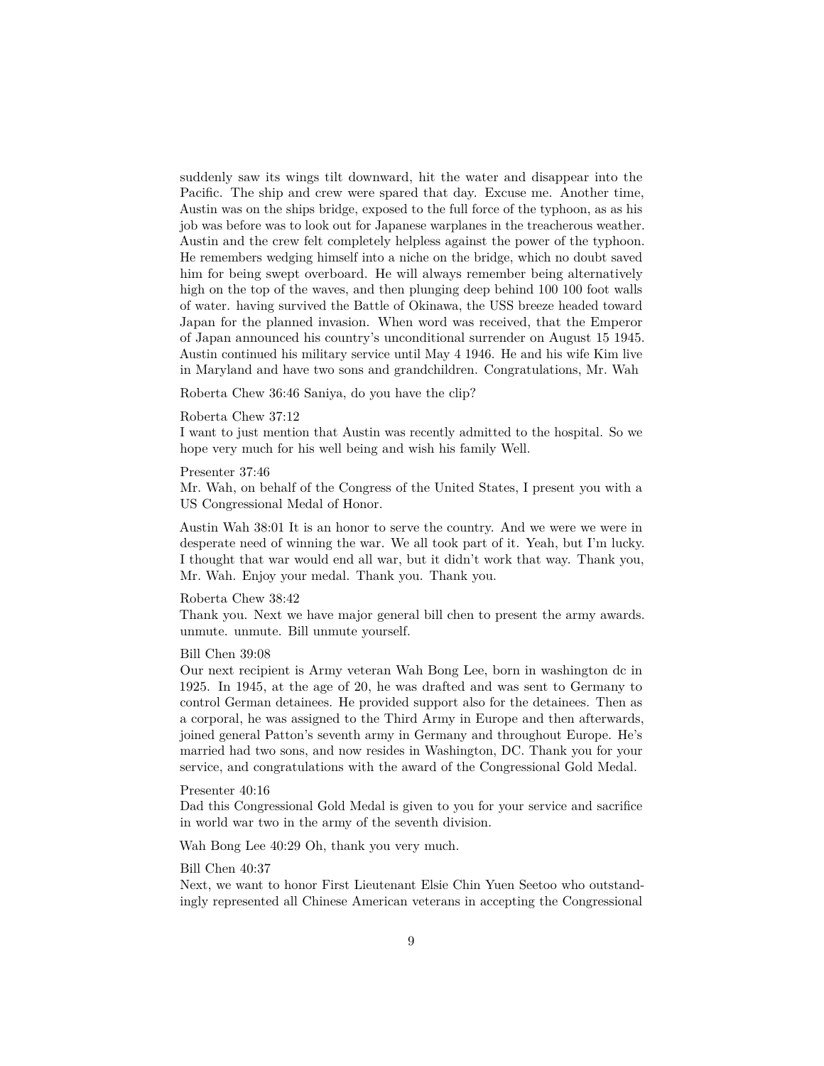suddenly saw its wings tilt downward, hit the water and disappear into the Pacific. The ship and crew were spared that day. Excuse me. Another time, Austin was on the ships bridge, exposed to the full force of the typhoon, as as his job was before was to look out for Japanese warplanes in the treacherous weather. Austin and the crew felt completely helpless against the power of the typhoon. He remembers wedging himself into a niche on the bridge, which no doubt saved him for being swept overboard. He will always remember being alternatively high on the top of the waves, and then plunging deep behind 100 100 foot walls of water. having survived the Battle of Okinawa, the USS breeze headed toward Japan for the planned invasion. When word was received, that the Emperor of Japan announced his country's unconditional surrender on August 15 1945. Austin continued his military service until May 4 1946. He and his wife Kim live in Maryland and have two sons and grandchildren. Congratulations, Mr. Wah

Roberta Chew 36:46 Saniya, do you have the clip?

Roberta Chew 37:12
I want to just mention that Austin was recently admitted to the hospital. So we hope very much for his well being and wish his family Well.

Presenter 37:46
Mr. Wah, on behalf of the Congress of the United States, I present you with a US Congressional Medal of Honor.

Austin Wah 38:01 It is an honor to serve the country. And we were we were in desperate need of winning the war. We all took part of it. Yeah, but I'm lucky. I thought that war would end all war, but it didn't work that way. Thank you, Mr. Wah. Enjoy your medal. Thank you. Thank you.

Roberta Chew 38:42
Thank you. Next we have major general bill chen to present the army awards. unmute. unmute. Bill unmute yourself.

Bill Chen 39:08
Our next recipient is Army veteran Wah Bong Lee, born in washington dc in 1925. In 1945, at the age of 20, he was drafted and was sent to Germany to control German detainees. He provided support also for the detainees. Then as a corporal, he was assigned to the Third Army in Europe and then afterwards, joined general Patton's seventh army in Germany and throughout Europe. He's married had two sons, and now resides in Washington, DC. Thank you for your service, and congratulations with the award of the Congressional Gold Medal.

Presenter 40:16
Dad this Congressional Gold Medal is given to you for your service and sacrifice in world war two in the army of the seventh division.

Wah Bong Lee 40:29 Oh, thank you very much.

Bill Chen 40:37
Next, we want to honor First Lieutenant Elsie Chin Yuen Seetoo who outstandingly represented all Chinese American veterans in accepting the Congressional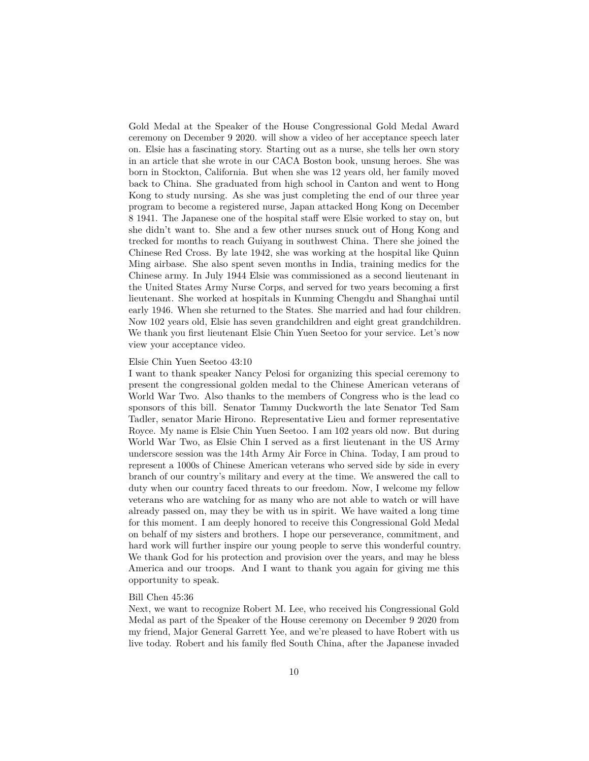Gold Medal at the Speaker of the House Congressional Gold Medal Award ceremony on December 9 2020. will show a video of her acceptance speech later on. Elsie has a fascinating story. Starting out as a nurse, she tells her own story in an article that she wrote in our CACA Boston book, unsung heroes. She was born in Stockton, California. But when she was 12 years old, her family moved back to China. She graduated from high school in Canton and went to Hong Kong to study nursing. As she was just completing the end of our three year program to become a registered nurse, Japan attacked Hong Kong on December 8 1941. The Japanese one of the hospital staff were Elsie worked to stay on, but she didn't want to. She and a few other nurses snuck out of Hong Kong and trecked for months to reach Guiyang in southwest China. There she joined the Chinese Red Cross. By late 1942, she was working at the hospital like Quinn Ming airbase. She also spent seven months in India, training medics for the Chinese army. In July 1944 Elsie was commissioned as a second lieutenant in the United States Army Nurse Corps, and served for two years becoming a first lieutenant. She worked at hospitals in Kunming Chengdu and Shanghai until early 1946. When she returned to the States. She married and had four children. Now 102 years old, Elsie has seven grandchildren and eight great grandchildren. We thank you first lieutenant Elsie Chin Yuen Seetoo for your service. Let's now view your acceptance video.

Elsie Chin Yuen Seetoo 43:10
I want to thank speaker Nancy Pelosi for organizing this special ceremony to present the congressional golden medal to the Chinese American veterans of World War Two. Also thanks to the members of Congress who is the lead co sponsors of this bill. Senator Tammy Duckworth the late Senator Ted Sam Tadler, senator Marie Hirono. Representative Lieu and former representative Royce. My name is Elsie Chin Yuen Seetoo. I am 102 years old now. But during World War Two, as Elsie Chin I served as a first lieutenant in the US Army underscore session was the 14th Army Air Force in China. Today, I am proud to represent a 1000s of Chinese American veterans who served side by side in every branch of our country's military and every at the time. We answered the call to duty when our country faced threats to our freedom. Now, I welcome my fellow veterans who are watching for as many who are not able to watch or will have already passed on, may they be with us in spirit. We have waited a long time for this moment. I am deeply honored to receive this Congressional Gold Medal on behalf of my sisters and brothers. I hope our perseverance, commitment, and hard work will further inspire our young people to serve this wonderful country. We thank God for his protection and provision over the years, and may he bless America and our troops. And I want to thank you again for giving me this opportunity to speak.

Bill Chen 45:36
Next, we want to recognize Robert M. Lee, who received his Congressional Gold Medal as part of the Speaker of the House ceremony on December 9 2020 from my friend, Major General Garrett Yee, and we're pleased to have Robert with us live today. Robert and his family fled South China, after the Japanese invaded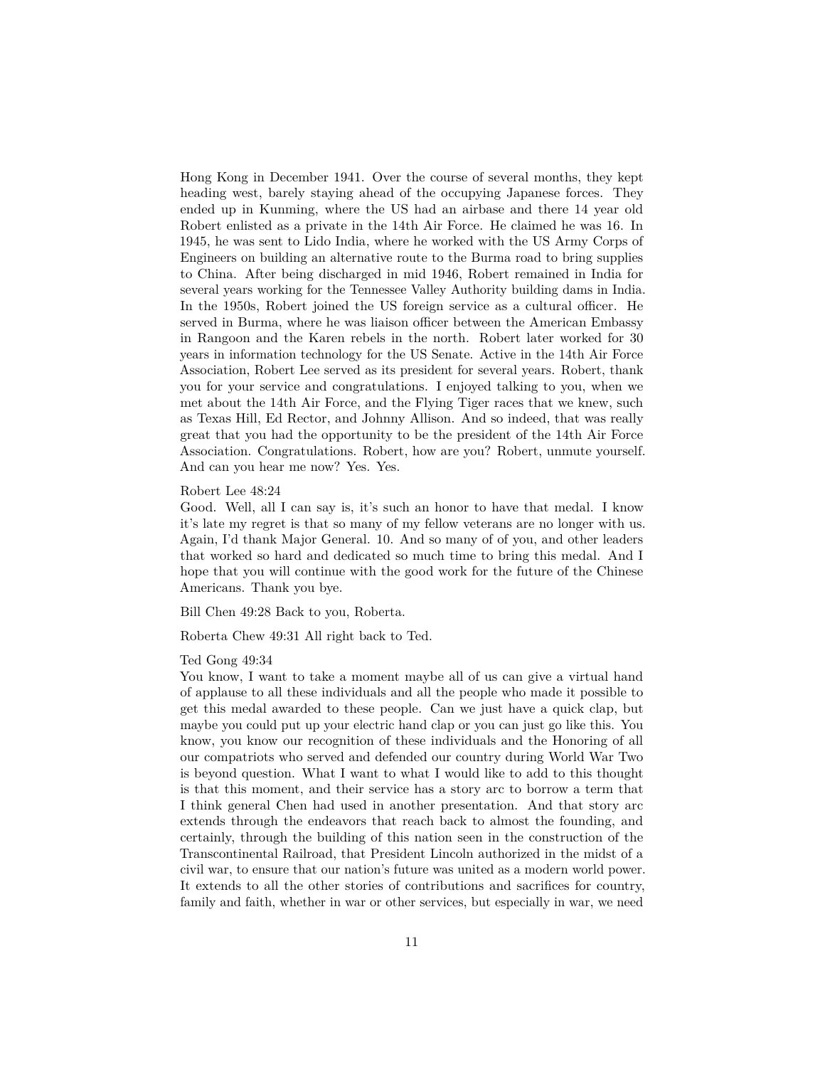Hong Kong in December 1941. Over the course of several months, they kept heading west, barely staying ahead of the occupying Japanese forces. They ended up in Kunming, where the US had an airbase and there 14 year old Robert enlisted as a private in the 14th Air Force. He claimed he was 16. In 1945, he was sent to Lido India, where he worked with the US Army Corps of Engineers on building an alternative route to the Burma road to bring supplies to China. After being discharged in mid 1946, Robert remained in India for several years working for the Tennessee Valley Authority building dams in India. In the 1950s, Robert joined the US foreign service as a cultural officer. He served in Burma, where he was liaison officer between the American Embassy in Rangoon and the Karen rebels in the north. Robert later worked for 30 years in information technology for the US Senate. Active in the 14th Air Force Association, Robert Lee served as its president for several years. Robert, thank you for your service and congratulations. I enjoyed talking to you, when we met about the 14th Air Force, and the Flying Tiger races that we knew, such as Texas Hill, Ed Rector, and Johnny Allison. And so indeed, that was really great that you had the opportunity to be the president of the 14th Air Force Association. Congratulations. Robert, how are you? Robert, unmute yourself. And can you hear me now? Yes. Yes.

Robert Lee 48:24
Good. Well, all I can say is, it's such an honor to have that medal. I know it's late my regret is that so many of my fellow veterans are no longer with us. Again, I'd thank Major General. 10. And so many of of you, and other leaders that worked so hard and dedicated so much time to bring this medal. And I hope that you will continue with the good work for the future of the Chinese Americans. Thank you bye.

Bill Chen 49:28 Back to you, Roberta.

Roberta Chew 49:31 All right back to Ted.

Ted Gong 49:34
You know, I want to take a moment maybe all of us can give a virtual hand of applause to all these individuals and all the people who made it possible to get this medal awarded to these people. Can we just have a quick clap, but maybe you could put up your electric hand clap or you can just go like this. You know, you know our recognition of these individuals and the Honoring of all our compatriots who served and defended our country during World War Two is beyond question. What I want to what I would like to add to this thought is that this moment, and their service has a story arc to borrow a term that I think general Chen had used in another presentation. And that story arc extends through the endeavors that reach back to almost the founding, and certainly, through the building of this nation seen in the construction of the Transcontinental Railroad, that President Lincoln authorized in the midst of a civil war, to ensure that our nation's future was united as a modern world power. It extends to all the other stories of contributions and sacrifices for country, family and faith, whether in war or other services, but especially in war, we need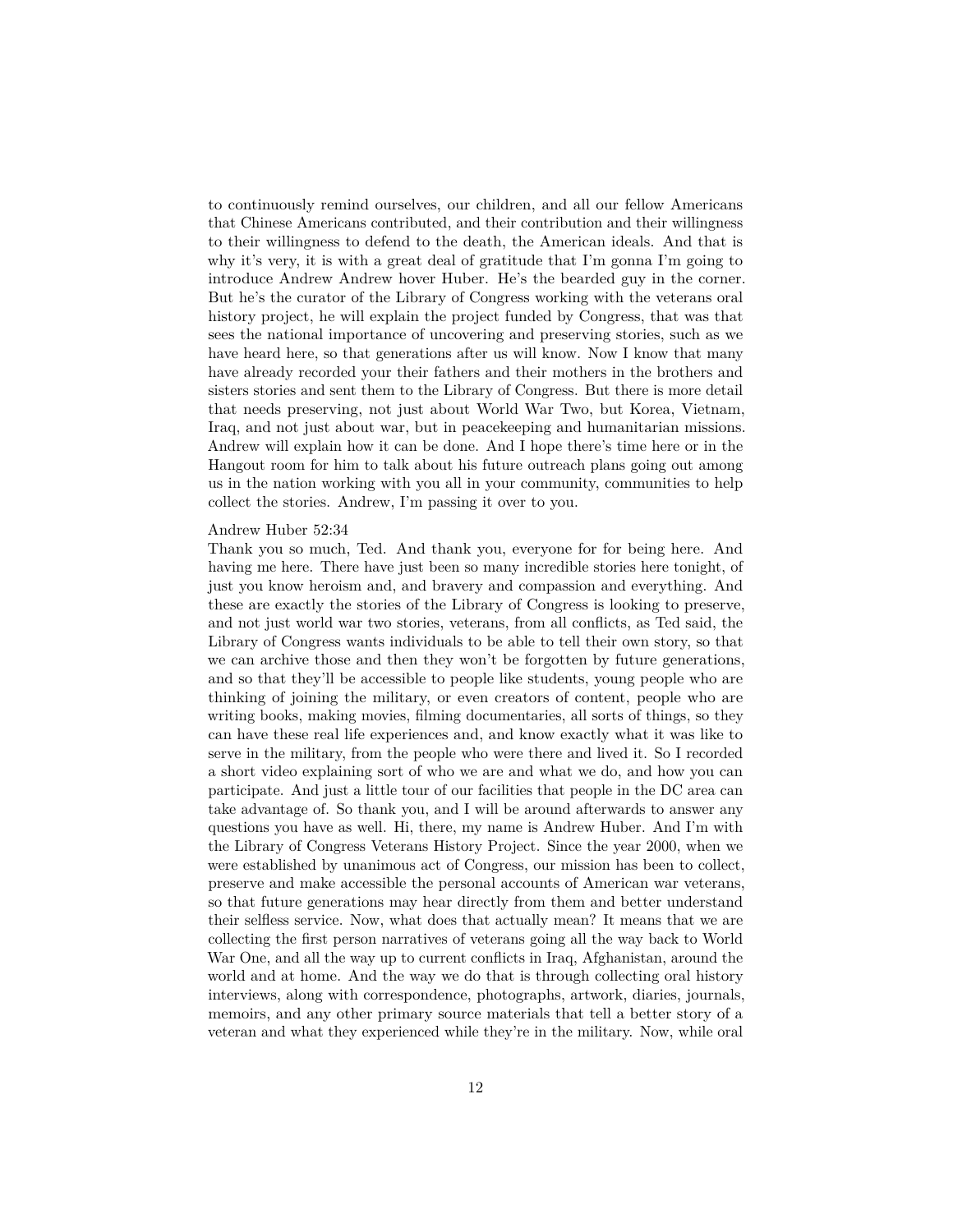to continuously remind ourselves, our children, and all our fellow Americans that Chinese Americans contributed, and their contribution and their willingness to their willingness to defend to the death, the American ideals. And that is why it's very, it is with a great deal of gratitude that I'm gonna I'm going to introduce Andrew Andrew hover Huber. He's the bearded guy in the corner. But he's the curator of the Library of Congress working with the veterans oral history project, he will explain the project funded by Congress, that was that sees the national importance of uncovering and preserving stories, such as we have heard here, so that generations after us will know. Now I know that many have already recorded your their fathers and their mothers in the brothers and sisters stories and sent them to the Library of Congress. But there is more detail that needs preserving, not just about World War Two, but Korea, Vietnam, Iraq, and not just about war, but in peacekeeping and humanitarian missions. Andrew will explain how it can be done. And I hope there's time here or in the Hangout room for him to talk about his future outreach plans going out among us in the nation working with you all in your community, communities to help collect the stories. Andrew, I'm passing it over to you.

Andrew Huber 52:34
Thank you so much, Ted. And thank you, everyone for for being here. And having me here. There have just been so many incredible stories here tonight, of just you know heroism and, and bravery and compassion and everything. And these are exactly the stories of the Library of Congress is looking to preserve, and not just world war two stories, veterans, from all conflicts, as Ted said, the Library of Congress wants individuals to be able to tell their own story, so that we can archive those and then they won't be forgotten by future generations, and so that they'll be accessible to people like students, young people who are thinking of joining the military, or even creators of content, people who are writing books, making movies, filming documentaries, all sorts of things, so they can have these real life experiences and, and know exactly what it was like to serve in the military, from the people who were there and lived it. So I recorded a short video explaining sort of who we are and what we do, and how you can participate. And just a little tour of our facilities that people in the DC area can take advantage of. So thank you, and I will be around afterwards to answer any questions you have as well. Hi, there, my name is Andrew Huber. And I'm with the Library of Congress Veterans History Project. Since the year 2000, when we were established by unanimous act of Congress, our mission has been to collect, preserve and make accessible the personal accounts of American war veterans, so that future generations may hear directly from them and better understand their selfless service. Now, what does that actually mean? It means that we are collecting the first person narratives of veterans going all the way back to World War One, and all the way up to current conflicts in Iraq, Afghanistan, around the world and at home. And the way we do that is through collecting oral history interviews, along with correspondence, photographs, artwork, diaries, journals, memoirs, and any other primary source materials that tell a better story of a veteran and what they experienced while they're in the military. Now, while oral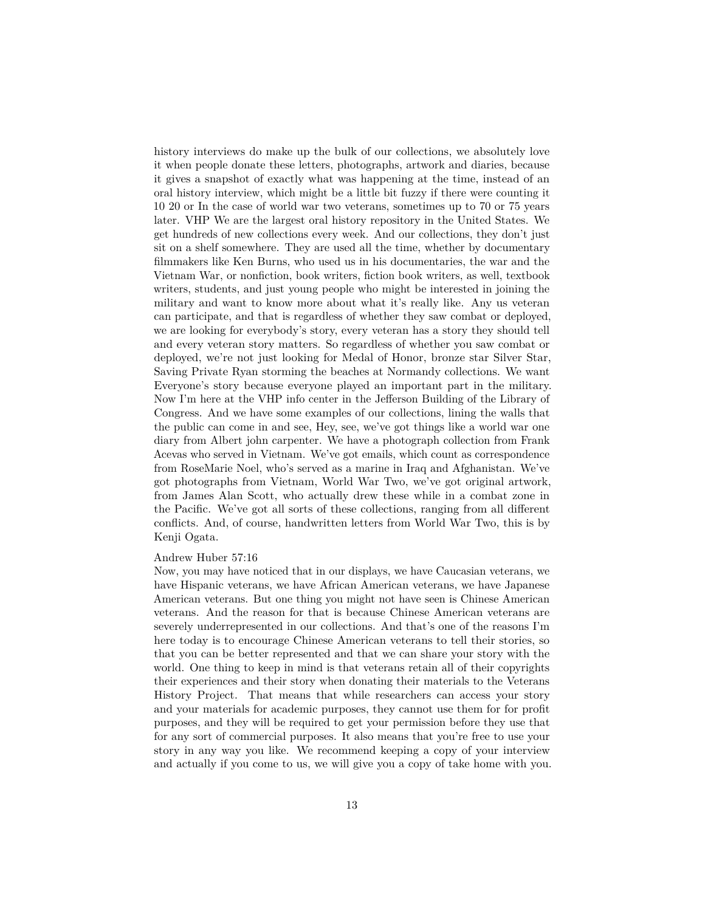history interviews do make up the bulk of our collections, we absolutely love it when people donate these letters, photographs, artwork and diaries, because it gives a snapshot of exactly what was happening at the time, instead of an oral history interview, which might be a little bit fuzzy if there were counting it 10 20 or In the case of world war two veterans, sometimes up to 70 or 75 years later. VHP We are the largest oral history repository in the United States. We get hundreds of new collections every week. And our collections, they don't just sit on a shelf somewhere. They are used all the time, whether by documentary filmmakers like Ken Burns, who used us in his documentaries, the war and the Vietnam War, or nonfiction, book writers, fiction book writers, as well, textbook writers, students, and just young people who might be interested in joining the military and want to know more about what it's really like. Any us veteran can participate, and that is regardless of whether they saw combat or deployed, we are looking for everybody's story, every veteran has a story they should tell and every veteran story matters. So regardless of whether you saw combat or deployed, we're not just looking for Medal of Honor, bronze star Silver Star, Saving Private Ryan storming the beaches at Normandy collections. We want Everyone's story because everyone played an important part in the military. Now I'm here at the VHP info center in the Jefferson Building of the Library of Congress. And we have some examples of our collections, lining the walls that the public can come in and see, Hey, see, we've got things like a world war one diary from Albert john carpenter. We have a photograph collection from Frank Acevas who served in Vietnam. We've got emails, which count as correspondence from RoseMarie Noel, who's served as a marine in Iraq and Afghanistan. We've got photographs from Vietnam, World War Two, we've got original artwork, from James Alan Scott, who actually drew these while in a combat zone in the Pacific. We've got all sorts of these collections, ranging from all different conflicts. And, of course, handwritten letters from World War Two, this is by Kenji Ogata.

Andrew Huber 57:16
Now, you may have noticed that in our displays, we have Caucasian veterans, we have Hispanic veterans, we have African American veterans, we have Japanese American veterans. But one thing you might not have seen is Chinese American veterans. And the reason for that is because Chinese American veterans are severely underrepresented in our collections. And that's one of the reasons I'm here today is to encourage Chinese American veterans to tell their stories, so that you can be better represented and that we can share your story with the world. One thing to keep in mind is that veterans retain all of their copyrights their experiences and their story when donating their materials to the Veterans History Project. That means that while researchers can access your story and your materials for academic purposes, they cannot use them for for profit purposes, and they will be required to get your permission before they use that for any sort of commercial purposes. It also means that you're free to use your story in any way you like. We recommend keeping a copy of your interview and actually if you come to us, we will give you a copy of take home with you.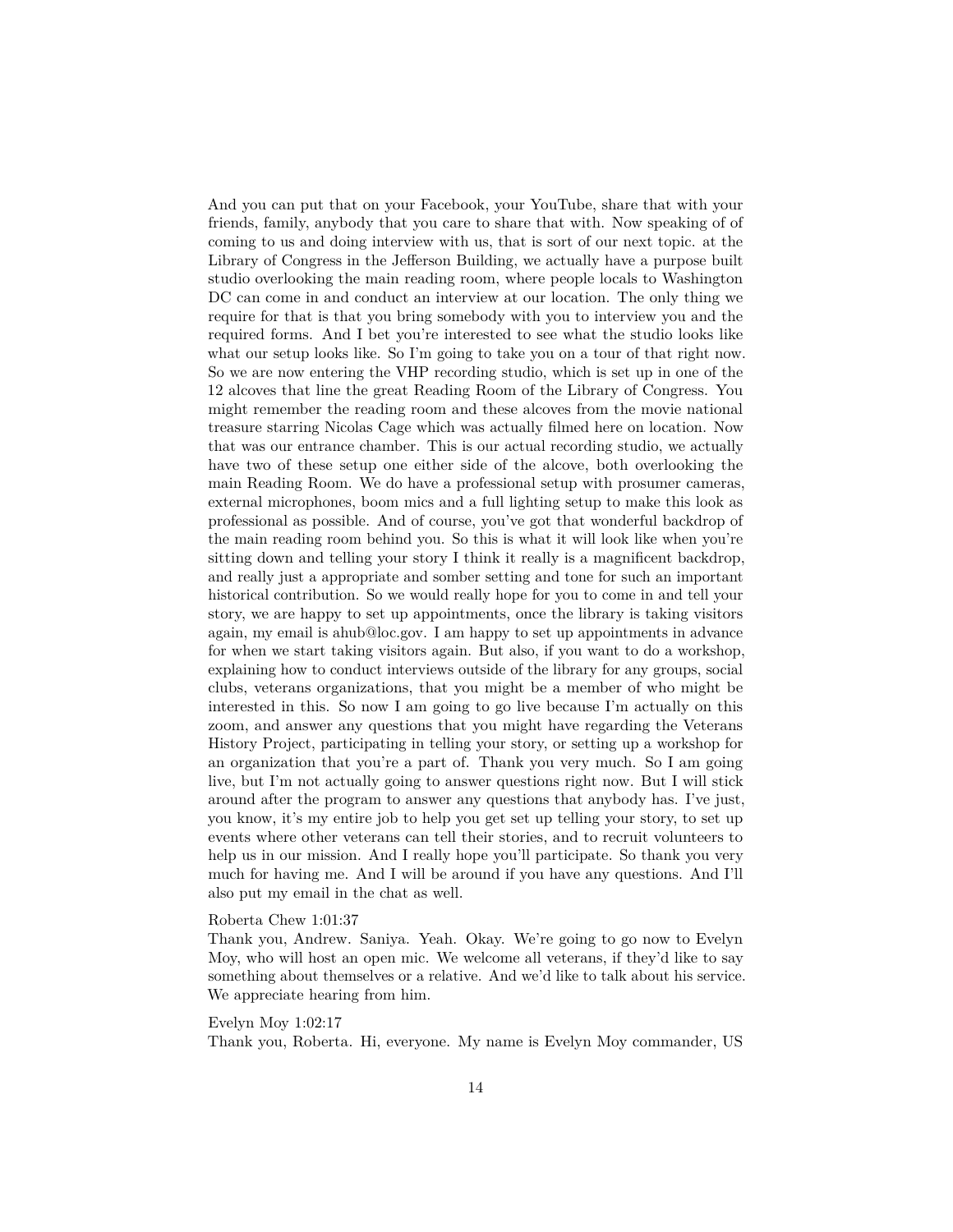And you can put that on your Facebook, your YouTube, share that with your friends, family, anybody that you care to share that with. Now speaking of of coming to us and doing interview with us, that is sort of our next topic. at the Library of Congress in the Jefferson Building, we actually have a purpose built studio overlooking the main reading room, where people locals to Washington DC can come in and conduct an interview at our location. The only thing we require for that is that you bring somebody with you to interview you and the required forms. And I bet you're interested to see what the studio looks like what our setup looks like. So I'm going to take you on a tour of that right now. So we are now entering the VHP recording studio, which is set up in one of the 12 alcoves that line the great Reading Room of the Library of Congress. You might remember the reading room and these alcoves from the movie national treasure starring Nicolas Cage which was actually filmed here on location. Now that was our entrance chamber. This is our actual recording studio, we actually have two of these setup one either side of the alcove, both overlooking the main Reading Room. We do have a professional setup with prosumer cameras, external microphones, boom mics and a full lighting setup to make this look as professional as possible. And of course, you've got that wonderful backdrop of the main reading room behind you. So this is what it will look like when you're sitting down and telling your story I think it really is a magnificent backdrop, and really just a appropriate and somber setting and tone for such an important historical contribution. So we would really hope for you to come in and tell your story, we are happy to set up appointments, once the library is taking visitors again, my email is ahub@loc.gov. I am happy to set up appointments in advance for when we start taking visitors again. But also, if you want to do a workshop, explaining how to conduct interviews outside of the library for any groups, social clubs, veterans organizations, that you might be a member of who might be interested in this. So now I am going to go live because I'm actually on this zoom, and answer any questions that you might have regarding the Veterans History Project, participating in telling your story, or setting up a workshop for an organization that you're a part of. Thank you very much. So I am going live, but I'm not actually going to answer questions right now. But I will stick around after the program to answer any questions that anybody has. I've just, you know, it's my entire job to help you get set up telling your story, to set up events where other veterans can tell their stories, and to recruit volunteers to help us in our mission. And I really hope you'll participate. So thank you very much for having me. And I will be around if you have any questions. And I'll also put my email in the chat as well.

Roberta Chew 1:01:37
Thank you, Andrew. Saniya. Yeah. Okay. We're going to go now to Evelyn Moy, who will host an open mic. We welcome all veterans, if they'd like to say something about themselves or a relative. And we'd like to talk about his service. We appreciate hearing from him.

Evelyn Moy 1:02:17
Thank you, Roberta. Hi, everyone. My name is Evelyn Moy commander, US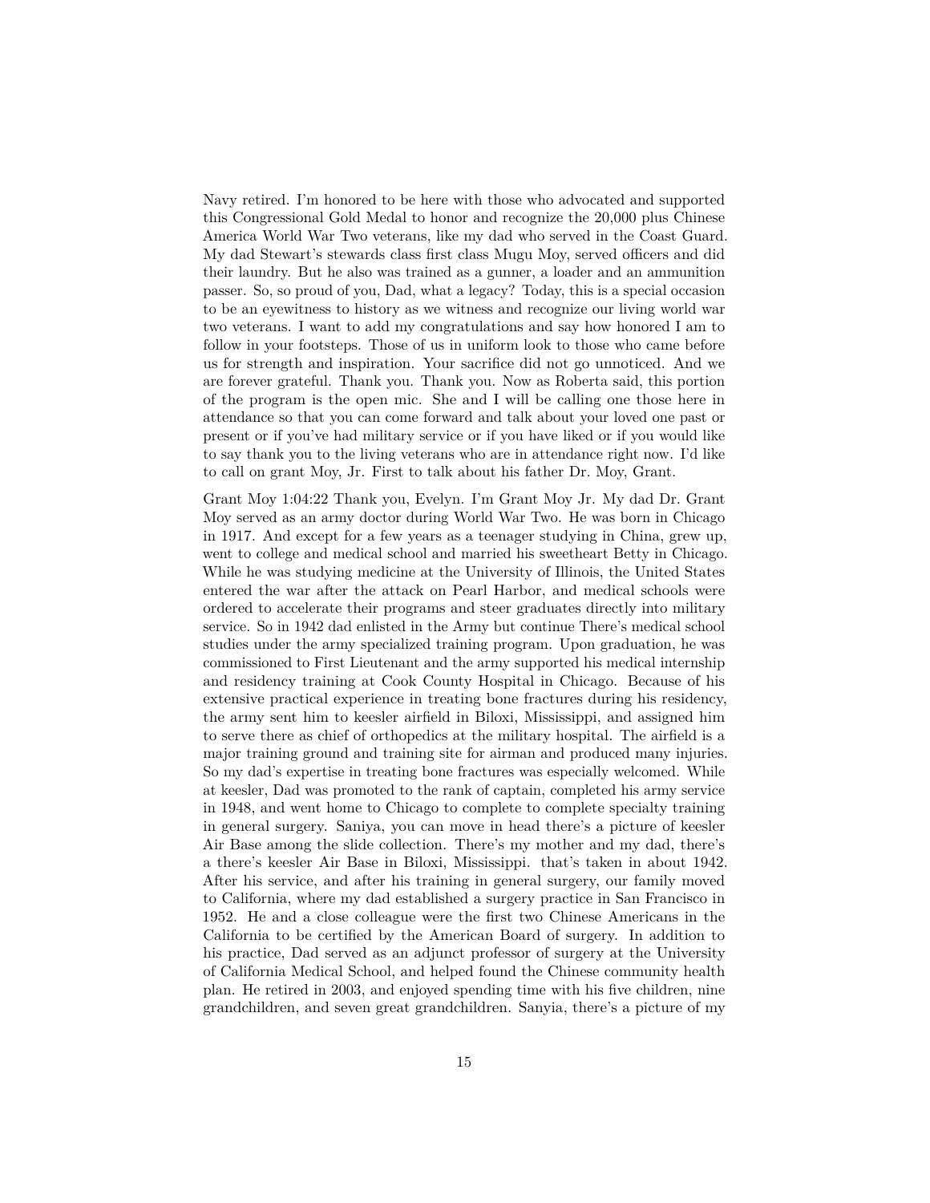Navy retired. I'm honored to be here with those who advocated and supported this Congressional Gold Medal to honor and recognize the 20,000 plus Chinese America World War Two veterans, like my dad who served in the Coast Guard. My dad Stewart's stewards class first class Mugu Moy, served officers and did their laundry. But he also was trained as a gunner, a loader and an ammunition passer. So, so proud of you, Dad, what a legacy? Today, this is a special occasion to be an eyewitness to history as we witness and recognize our living world war two veterans. I want to add my congratulations and say how honored I am to follow in your footsteps. Those of us in uniform look to those who came before us for strength and inspiration. Your sacrifice did not go unnoticed. And we are forever grateful. Thank you. Thank you. Now as Roberta said, this portion of the program is the open mic. She and I will be calling one those here in attendance so that you can come forward and talk about your loved one past or present or if you've had military service or if you have liked or if you would like to say thank you to the living veterans who are in attendance right now. I'd like to call on grant Moy, Jr. First to talk about his father Dr. Moy, Grant.

Grant Moy 1:04:22 Thank you, Evelyn. I'm Grant Moy Jr. My dad Dr. Grant Moy served as an army doctor during World War Two. He was born in Chicago in 1917. And except for a few years as a teenager studying in China, grew up, went to college and medical school and married his sweetheart Betty in Chicago. While he was studying medicine at the University of Illinois, the United States entered the war after the attack on Pearl Harbor, and medical schools were ordered to accelerate their programs and steer graduates directly into military service. So in 1942 dad enlisted in the Army but continue There's medical school studies under the army specialized training program. Upon graduation, he was commissioned to First Lieutenant and the army supported his medical internship and residency training at Cook County Hospital in Chicago. Because of his extensive practical experience in treating bone fractures during his residency, the army sent him to keesler airfield in Biloxi, Mississippi, and assigned him to serve there as chief of orthopedics at the military hospital. The airfield is a major training ground and training site for airman and produced many injuries. So my dad's expertise in treating bone fractures was especially welcomed. While at keesler, Dad was promoted to the rank of captain, completed his army service in 1948, and went home to Chicago to complete to complete specialty training in general surgery. Saniya, you can move in head there's a picture of keesler Air Base among the slide collection. There's my mother and my dad, there's a there's keesler Air Base in Biloxi, Mississippi. that's taken in about 1942. After his service, and after his training in general surgery, our family moved to California, where my dad established a surgery practice in San Francisco in 1952. He and a close colleague were the first two Chinese Americans in the California to be certified by the American Board of surgery. In addition to his practice, Dad served as an adjunct professor of surgery at the University of California Medical School, and helped found the Chinese community health plan. He retired in 2003, and enjoyed spending time with his five children, nine grandchildren, and seven great grandchildren. Sanyia, there's a picture of my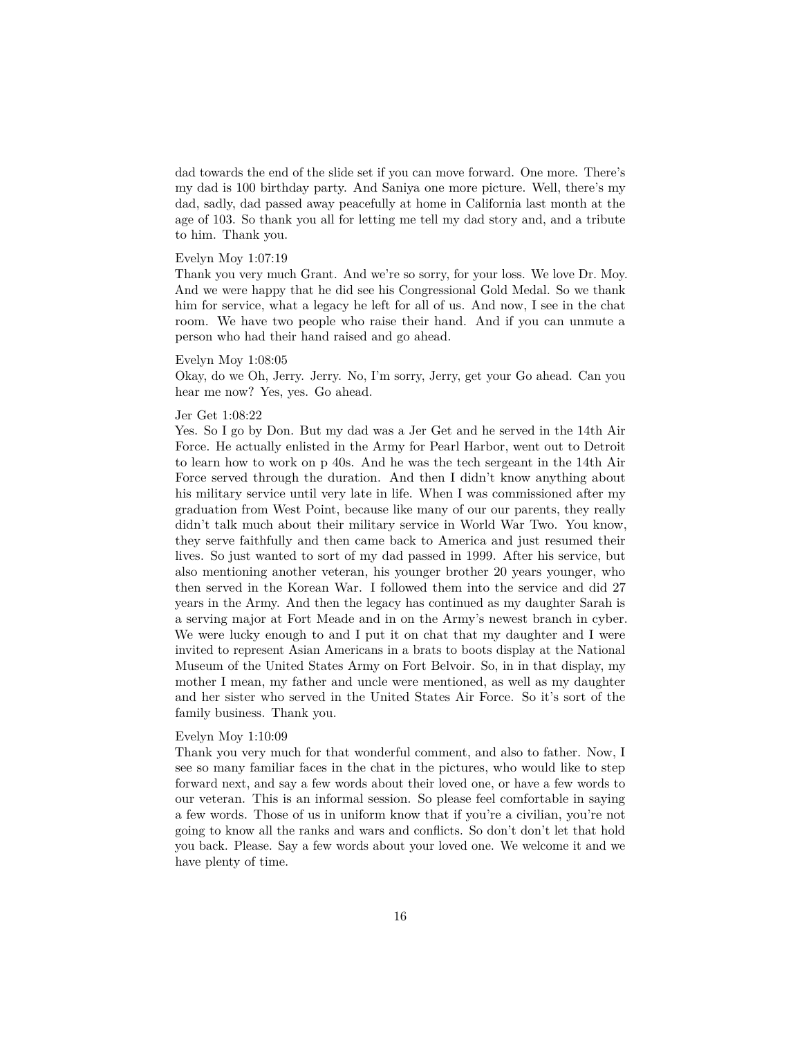dad towards the end of the slide set if you can move forward. One more. There's my dad is 100 birthday party. And Saniya one more picture. Well, there's my dad, sadly, dad passed away peacefully at home in California last month at the age of 103. So thank you all for letting me tell my dad story and, and a tribute to him. Thank you.

Evelyn Moy 1:07:19

Thank you very much Grant. And we're so sorry, for your loss. We love Dr. Moy. And we were happy that he did see his Congressional Gold Medal. So we thank him for service, what a legacy he left for all of us. And now, I see in the chat room. We have two people who raise their hand. And if you can unmute a person who had their hand raised and go ahead.

Evelyn Moy 1:08:05

Okay, do we Oh, Jerry. Jerry. No, I'm sorry, Jerry, get your Go ahead. Can you hear me now? Yes, yes. Go ahead.

Jer Get 1:08:22

Yes. So I go by Don. But my dad was a Jer Get and he served in the 14th Air Force. He actually enlisted in the Army for Pearl Harbor, went out to Detroit to learn how to work on p 40s. And he was the tech sergeant in the 14th Air Force served through the duration. And then I didn't know anything about his military service until very late in life. When I was commissioned after my graduation from West Point, because like many of our our parents, they really didn't talk much about their military service in World War Two. You know, they serve faithfully and then came back to America and just resumed their lives. So just wanted to sort of my dad passed in 1999. After his service, but also mentioning another veteran, his younger brother 20 years younger, who then served in the Korean War. I followed them into the service and did 27 years in the Army. And then the legacy has continued as my daughter Sarah is a serving major at Fort Meade and in on the Army's newest branch in cyber. We were lucky enough to and I put it on chat that my daughter and I were invited to represent Asian Americans in a brats to boots display at the National Museum of the United States Army on Fort Belvoir. So, in in that display, my mother I mean, my father and uncle were mentioned, as well as my daughter and her sister who served in the United States Air Force. So it's sort of the family business. Thank you.

Evelyn Moy 1:10:09

Thank you very much for that wonderful comment, and also to father. Now, I see so many familiar faces in the chat in the pictures, who would like to step forward next, and say a few words about their loved one, or have a few words to our veteran. This is an informal session. So please feel comfortable in saying a few words. Those of us in uniform know that if you're a civilian, you're not going to know all the ranks and wars and conflicts. So don't don't let that hold you back. Please. Say a few words about your loved one. We welcome it and we have plenty of time.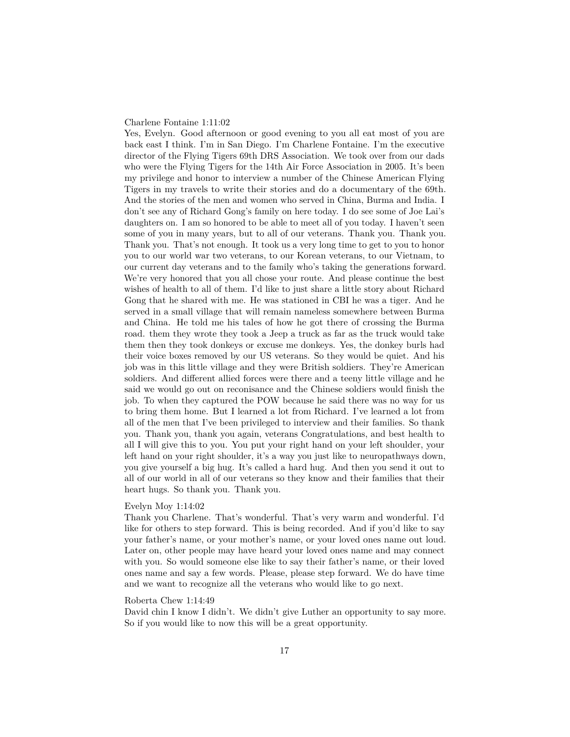Charlene Fontaine 1:11:02

Yes, Evelyn. Good afternoon or good evening to you all eat most of you are back east I think. I'm in San Diego. I'm Charlene Fontaine. I'm the executive director of the Flying Tigers 69th DRS Association. We took over from our dads who were the Flying Tigers for the 14th Air Force Association in 2005. It's been my privilege and honor to interview a number of the Chinese American Flying Tigers in my travels to write their stories and do a documentary of the 69th. And the stories of the men and women who served in China, Burma and India. I don't see any of Richard Gong's family on here today. I do see some of Joe Lai's daughters on. I am so honored to be able to meet all of you today. I haven't seen some of you in many years, but to all of our veterans. Thank you. Thank you. Thank you. That's not enough. It took us a very long time to get to you to honor you to our world war two veterans, to our Korean veterans, to our Vietnam, to our current day veterans and to the family who's taking the generations forward. We're very honored that you all chose your route. And please continue the best wishes of health to all of them. I'd like to just share a little story about Richard Gong that he shared with me. He was stationed in CBI he was a tiger. And he served in a small village that will remain nameless somewhere between Burma and China. He told me his tales of how he got there of crossing the Burma road. them they wrote they took a Jeep a truck as far as the truck would take them then they took donkeys or excuse me donkeys. Yes, the donkey burls had their voice boxes removed by our US veterans. So they would be quiet. And his job was in this little village and they were British soldiers. They're American soldiers. And different allied forces were there and a teeny little village and he said we would go out on reconisance and the Chinese soldiers would finish the job. To when they captured the POW because he said there was no way for us to bring them home. But I learned a lot from Richard. I've learned a lot from all of the men that I've been privileged to interview and their families. So thank you. Thank you, thank you again, veterans Congratulations, and best health to all I will give this to you. You put your right hand on your left shoulder, your left hand on your right shoulder, it's a way you just like to neuropathways down, you give yourself a big hug. It's called a hard hug. And then you send it out to all of our world in all of our veterans so they know and their families that their heart hugs. So thank you. Thank you.

Evelyn Moy 1:14:02

Thank you Charlene. That's wonderful. That's very warm and wonderful. I'd like for others to step forward. This is being recorded. And if you'd like to say your father's name, or your mother's name, or your loved ones name out loud. Later on, other people may have heard your loved ones name and may connect with you. So would someone else like to say their father's name, or their loved ones name and say a few words. Please, please step forward. We do have time and we want to recognize all the veterans who would like to go next.

Roberta Chew 1:14:49

David chin I know I didn't. We didn't give Luther an opportunity to say more. So if you would like to now this will be a great opportunity.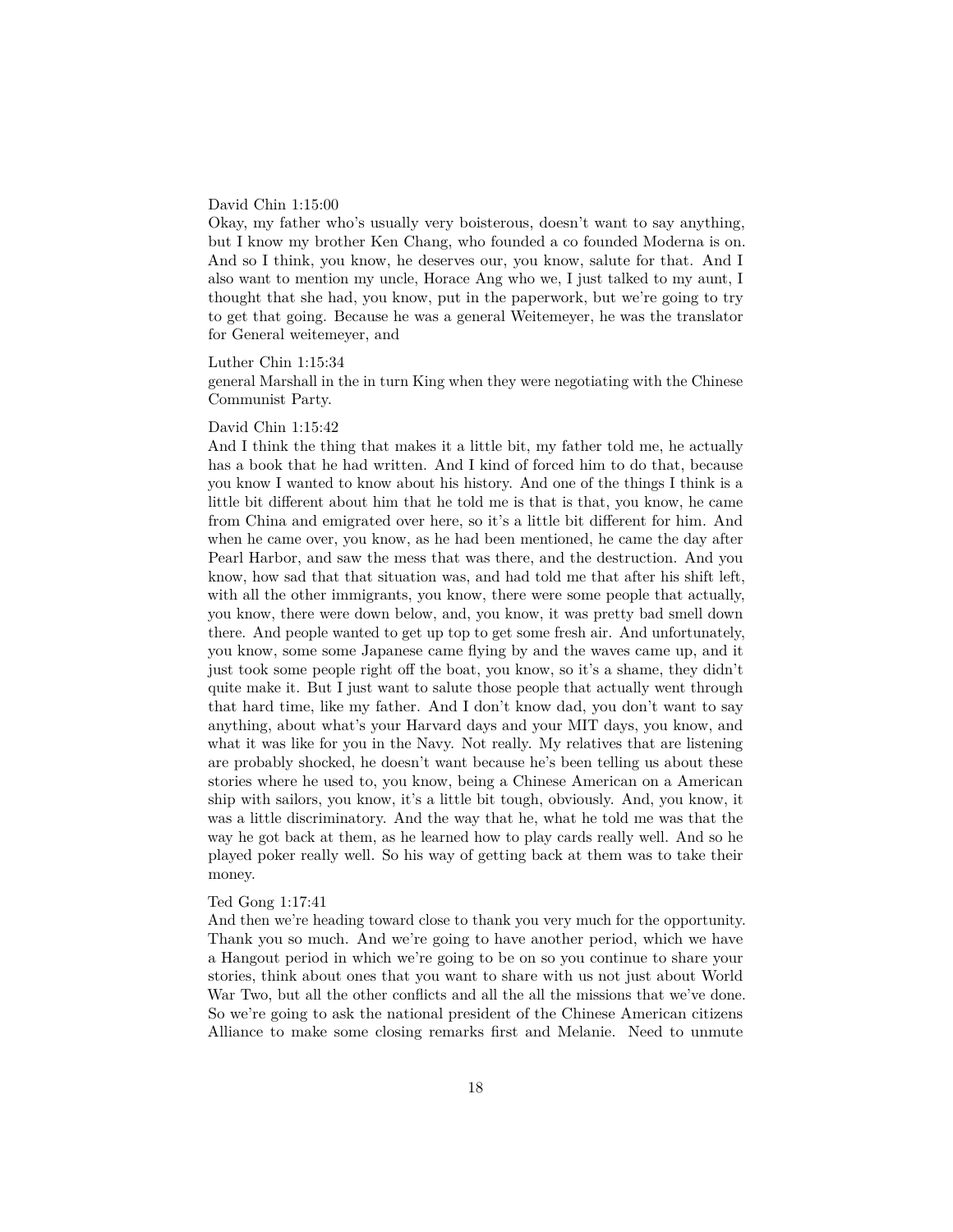David Chin 1:15:00
Okay, my father who's usually very boisterous, doesn't want to say anything, but I know my brother Ken Chang, who founded a co founded Moderna is on. And so I think, you know, he deserves our, you know, salute for that. And I also want to mention my uncle, Horace Ang who we, I just talked to my aunt, I thought that she had, you know, put in the paperwork, but we're going to try to get that going. Because he was a general Weitemeyer, he was the translator for General weitemeyer, and

Luther Chin 1:15:34
general Marshall in the in turn King when they were negotiating with the Chinese Communist Party.

David Chin 1:15:42
And I think the thing that makes it a little bit, my father told me, he actually has a book that he had written. And I kind of forced him to do that, because you know I wanted to know about his history. And one of the things I think is a little bit different about him that he told me is that is that, you know, he came from China and emigrated over here, so it's a little bit different for him. And when he came over, you know, as he had been mentioned, he came the day after Pearl Harbor, and saw the mess that was there, and the destruction. And you know, how sad that that situation was, and had told me that after his shift left, with all the other immigrants, you know, there were some people that actually, you know, there were down below, and, you know, it was pretty bad smell down there. And people wanted to get up top to get some fresh air. And unfortunately, you know, some some Japanese came flying by and the waves came up, and it just took some people right off the boat, you know, so it's a shame, they didn't quite make it. But I just want to salute those people that actually went through that hard time, like my father. And I don't know dad, you don't want to say anything, about what's your Harvard days and your MIT days, you know, and what it was like for you in the Navy. Not really. My relatives that are listening are probably shocked, he doesn't want because he's been telling us about these stories where he used to, you know, being a Chinese American on a American ship with sailors, you know, it's a little bit tough, obviously. And, you know, it was a little discriminatory. And the way that he, what he told me was that the way he got back at them, as he learned how to play cards really well. And so he played poker really well. So his way of getting back at them was to take their money.

Ted Gong 1:17:41
And then we're heading toward close to thank you very much for the opportunity. Thank you so much. And we're going to have another period, which we have a Hangout period in which we're going to be on so you continue to share your stories, think about ones that you want to share with us not just about World War Two, but all the other conflicts and all the all the missions that we've done. So we're going to ask the national president of the Chinese American citizens Alliance to make some closing remarks first and Melanie. Need to unmute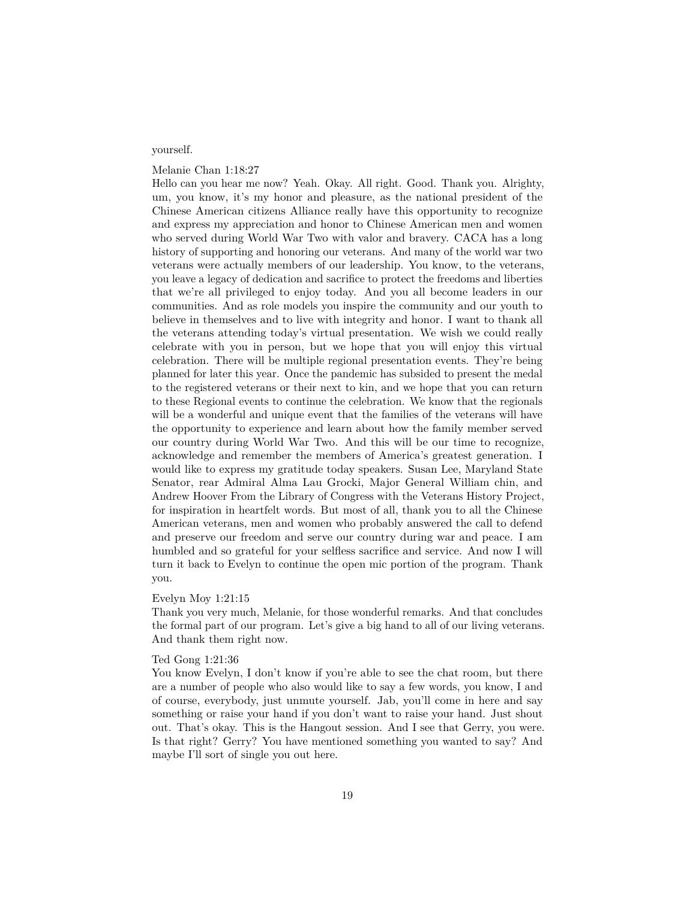yourself.

Melanie Chan 1:18:27
Hello can you hear me now? Yeah. Okay. All right. Good. Thank you. Alrighty, um, you know, it's my honor and pleasure, as the national president of the Chinese American citizens Alliance really have this opportunity to recognize and express my appreciation and honor to Chinese American men and women who served during World War Two with valor and bravery. CACA has a long history of supporting and honoring our veterans. And many of the world war two veterans were actually members of our leadership. You know, to the veterans, you leave a legacy of dedication and sacrifice to protect the freedoms and liberties that we're all privileged to enjoy today. And you all become leaders in our communities. And as role models you inspire the community and our youth to believe in themselves and to live with integrity and honor. I want to thank all the veterans attending today's virtual presentation. We wish we could really celebrate with you in person, but we hope that you will enjoy this virtual celebration. There will be multiple regional presentation events. They're being planned for later this year. Once the pandemic has subsided to present the medal to the registered veterans or their next to kin, and we hope that you can return to these Regional events to continue the celebration. We know that the regionals will be a wonderful and unique event that the families of the veterans will have the opportunity to experience and learn about how the family member served our country during World War Two. And this will be our time to recognize, acknowledge and remember the members of America's greatest generation. I would like to express my gratitude today speakers. Susan Lee, Maryland State Senator, rear Admiral Alma Lau Grocki, Major General William chin, and Andrew Hoover From the Library of Congress with the Veterans History Project, for inspiration in heartfelt words. But most of all, thank you to all the Chinese American veterans, men and women who probably answered the call to defend and preserve our freedom and serve our country during war and peace. I am humbled and so grateful for your selfless sacrifice and service. And now I will turn it back to Evelyn to continue the open mic portion of the program. Thank you.

Evelyn Moy 1:21:15
Thank you very much, Melanie, for those wonderful remarks. And that concludes the formal part of our program. Let's give a big hand to all of our living veterans. And thank them right now.

Ted Gong 1:21:36
You know Evelyn, I don't know if you're able to see the chat room, but there are a number of people who also would like to say a few words, you know, I and of course, everybody, just unmute yourself. Jab, you'll come in here and say something or raise your hand if you don't want to raise your hand. Just shout out. That's okay. This is the Hangout session. And I see that Gerry, you were. Is that right? Gerry? You have mentioned something you wanted to say? And maybe I'll sort of single you out here.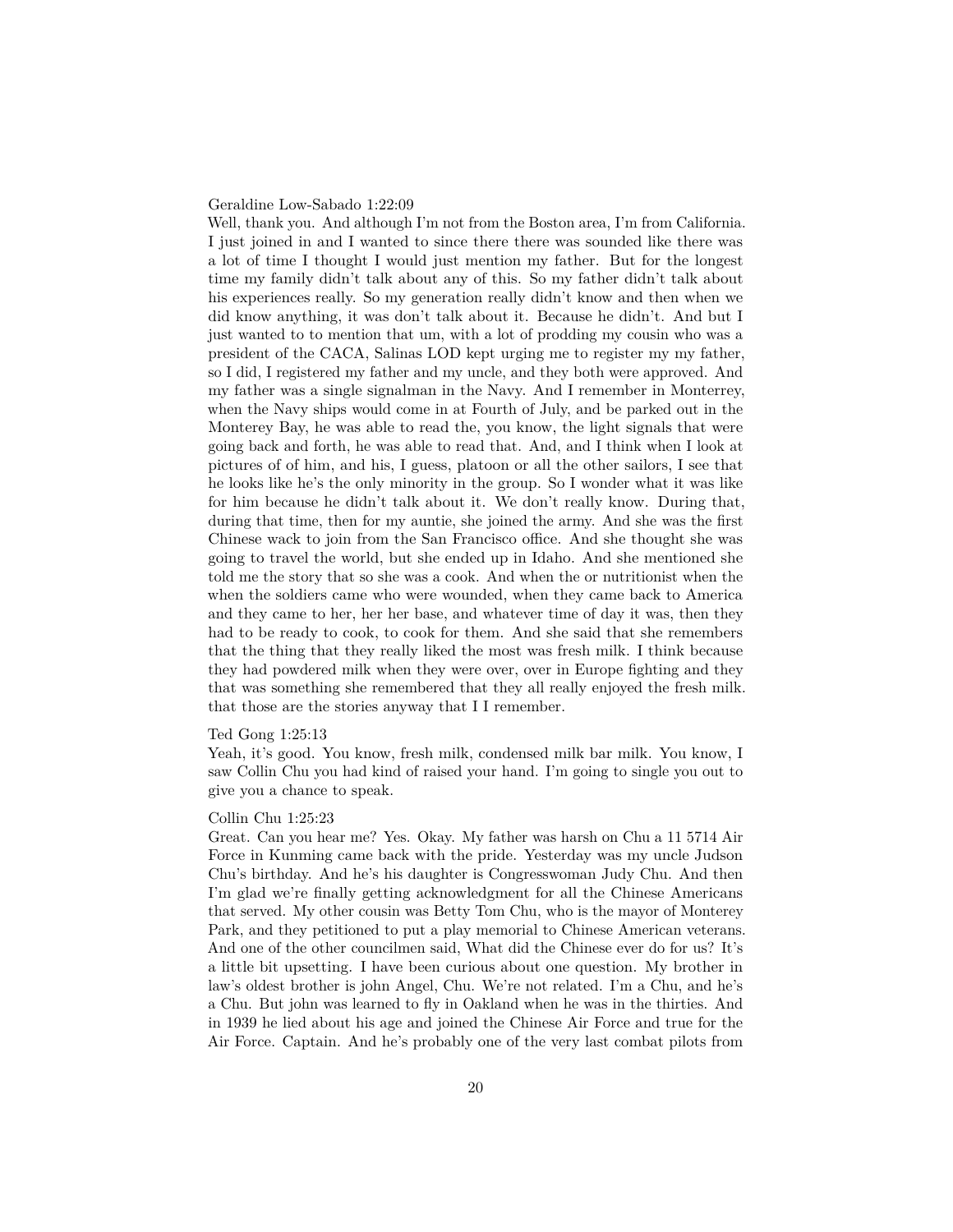Geraldine Low-Sabado 1:22:09
Well, thank you. And although I'm not from the Boston area, I'm from California. I just joined in and I wanted to since there there was sounded like there was a lot of time I thought I would just mention my father. But for the longest time my family didn't talk about any of this. So my father didn't talk about his experiences really. So my generation really didn't know and then when we did know anything, it was don't talk about it. Because he didn't. And but I just wanted to to mention that um, with a lot of prodding my cousin who was a president of the CACA, Salinas LOD kept urging me to register my my father, so I did, I registered my father and my uncle, and they both were approved. And my father was a single signalman in the Navy. And I remember in Monterrey, when the Navy ships would come in at Fourth of July, and be parked out in the Monterey Bay, he was able to read the, you know, the light signals that were going back and forth, he was able to read that. And, and I think when I look at pictures of of him, and his, I guess, platoon or all the other sailors, I see that he looks like he's the only minority in the group. So I wonder what it was like for him because he didn't talk about it. We don't really know. During that, during that time, then for my auntie, she joined the army. And she was the first Chinese wack to join from the San Francisco office. And she thought she was going to travel the world, but she ended up in Idaho. And she mentioned she told me the story that so she was a cook. And when the or nutritionist when the when the soldiers came who were wounded, when they came back to America and they came to her, her her base, and whatever time of day it was, then they had to be ready to cook, to cook for them. And she said that she remembers that the thing that they really liked the most was fresh milk. I think because they had powdered milk when they were over, over in Europe fighting and they that was something she remembered that they all really enjoyed the fresh milk. that those are the stories anyway that I I remember.

Ted Gong 1:25:13
Yeah, it's good. You know, fresh milk, condensed milk bar milk. You know, I saw Collin Chu you had kind of raised your hand. I'm going to single you out to give you a chance to speak.

Collin Chu 1:25:23
Great. Can you hear me? Yes. Okay. My father was harsh on Chu a 11 5714 Air Force in Kunming came back with the pride. Yesterday was my uncle Judson Chu's birthday. And he's his daughter is Congresswoman Judy Chu. And then I'm glad we're finally getting acknowledgment for all the Chinese Americans that served. My other cousin was Betty Tom Chu, who is the mayor of Monterey Park, and they petitioned to put a play memorial to Chinese American veterans. And one of the other councilmen said, What did the Chinese ever do for us? It's a little bit upsetting. I have been curious about one question. My brother in law's oldest brother is john Angel, Chu. We're not related. I'm a Chu, and he's a Chu. But john was learned to fly in Oakland when he was in the thirties. And in 1939 he lied about his age and joined the Chinese Air Force and true for the Air Force. Captain. And he's probably one of the very last combat pilots from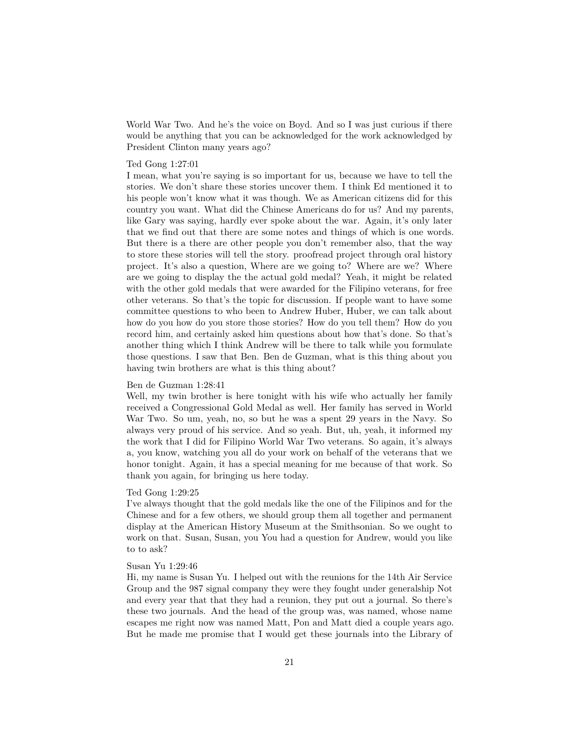World War Two. And he's the voice on Boyd. And so I was just curious if there would be anything that you can be acknowledged for the work acknowledged by President Clinton many years ago?

Ted Gong 1:27:01

I mean, what you're saying is so important for us, because we have to tell the stories. We don't share these stories uncover them. I think Ed mentioned it to his people won't know what it was though. We as American citizens did for this country you want. What did the Chinese Americans do for us? And my parents, like Gary was saying, hardly ever spoke about the war. Again, it's only later that we find out that there are some notes and things of which is one words. But there is a there are other people you don't remember also, that the way to store these stories will tell the story. proofread project through oral history project. It's also a question, Where are we going to? Where are we? Where are we going to display the the actual gold medal? Yeah, it might be related with the other gold medals that were awarded for the Filipino veterans, for free other veterans. So that's the topic for discussion. If people want to have some committee questions to who been to Andrew Huber, Huber, we can talk about how do you how do you store those stories? How do you tell them? How do you record him, and certainly asked him questions about how that's done. So that's another thing which I think Andrew will be there to talk while you formulate those questions. I saw that Ben. Ben de Guzman, what is this thing about you having twin brothers are what is this thing about?

Ben de Guzman 1:28:41

Well, my twin brother is here tonight with his wife who actually her family received a Congressional Gold Medal as well. Her family has served in World War Two. So um, yeah, no, so but he was a spent 29 years in the Navy. So always very proud of his service. And so yeah. But, uh, yeah, it informed my the work that I did for Filipino World War Two veterans. So again, it's always a, you know, watching you all do your work on behalf of the veterans that we honor tonight. Again, it has a special meaning for me because of that work. So thank you again, for bringing us here today.

Ted Gong 1:29:25

I've always thought that the gold medals like the one of the Filipinos and for the Chinese and for a few others, we should group them all together and permanent display at the American History Museum at the Smithsonian. So we ought to work on that. Susan, Susan, you You had a question for Andrew, would you like to to ask?

Susan Yu 1:29:46

Hi, my name is Susan Yu. I helped out with the reunions for the 14th Air Service Group and the 987 signal company they were they fought under generalship Not and every year that that they had a reunion, they put out a journal. So there's these two journals. And the head of the group was, was named, whose name escapes me right now was named Matt, Pon and Matt died a couple years ago. But he made me promise that I would get these journals into the Library of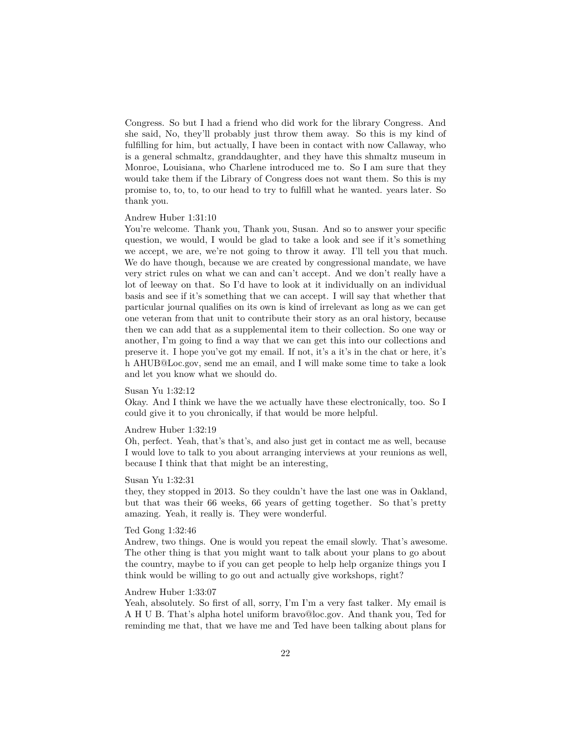Congress. So but I had a friend who did work for the library Congress. And she said, No, they'll probably just throw them away. So this is my kind of fulfilling for him, but actually, I have been in contact with now Callaway, who is a general schmaltz, granddaughter, and they have this shmaltz museum in Monroe, Louisiana, who Charlene introduced me to. So I am sure that they would take them if the Library of Congress does not want them. So this is my promise to, to, to, to our head to try to fulfill what he wanted. years later. So thank you.

Andrew Huber 1:31:10
You're welcome. Thank you, Thank you, Susan. And so to answer your specific question, we would, I would be glad to take a look and see if it's something we accept, we are, we're not going to throw it away. I'll tell you that much. We do have though, because we are created by congressional mandate, we have very strict rules on what we can and can't accept. And we don't really have a lot of leeway on that. So I'd have to look at it individually on an individual basis and see if it's something that we can accept. I will say that whether that particular journal qualifies on its own is kind of irrelevant as long as we can get one veteran from that unit to contribute their story as an oral history, because then we can add that as a supplemental item to their collection. So one way or another, I'm going to find a way that we can get this into our collections and preserve it. I hope you've got my email. If not, it's a it's in the chat or here, it's h AHUB@Loc.gov, send me an email, and I will make some time to take a look and let you know what we should do.

Susan Yu 1:32:12
Okay. And I think we have the we actually have these electronically, too. So I could give it to you chronically, if that would be more helpful.

Andrew Huber 1:32:19
Oh, perfect. Yeah, that's that's, and also just get in contact me as well, because I would love to talk to you about arranging interviews at your reunions as well, because I think that that might be an interesting,

Susan Yu 1:32:31
they, they stopped in 2013. So they couldn't have the last one was in Oakland, but that was their 66 weeks, 66 years of getting together. So that's pretty amazing. Yeah, it really is. They were wonderful.

Ted Gong 1:32:46
Andrew, two things. One is would you repeat the email slowly. That's awesome. The other thing is that you might want to talk about your plans to go about the country, maybe to if you can get people to help help organize things you I think would be willing to go out and actually give workshops, right?

Andrew Huber 1:33:07
Yeah, absolutely. So first of all, sorry, I'm I'm a very fast talker. My email is A H U B. That's alpha hotel uniform bravo@loc.gov. And thank you, Ted for reminding me that, that we have me and Ted have been talking about plans for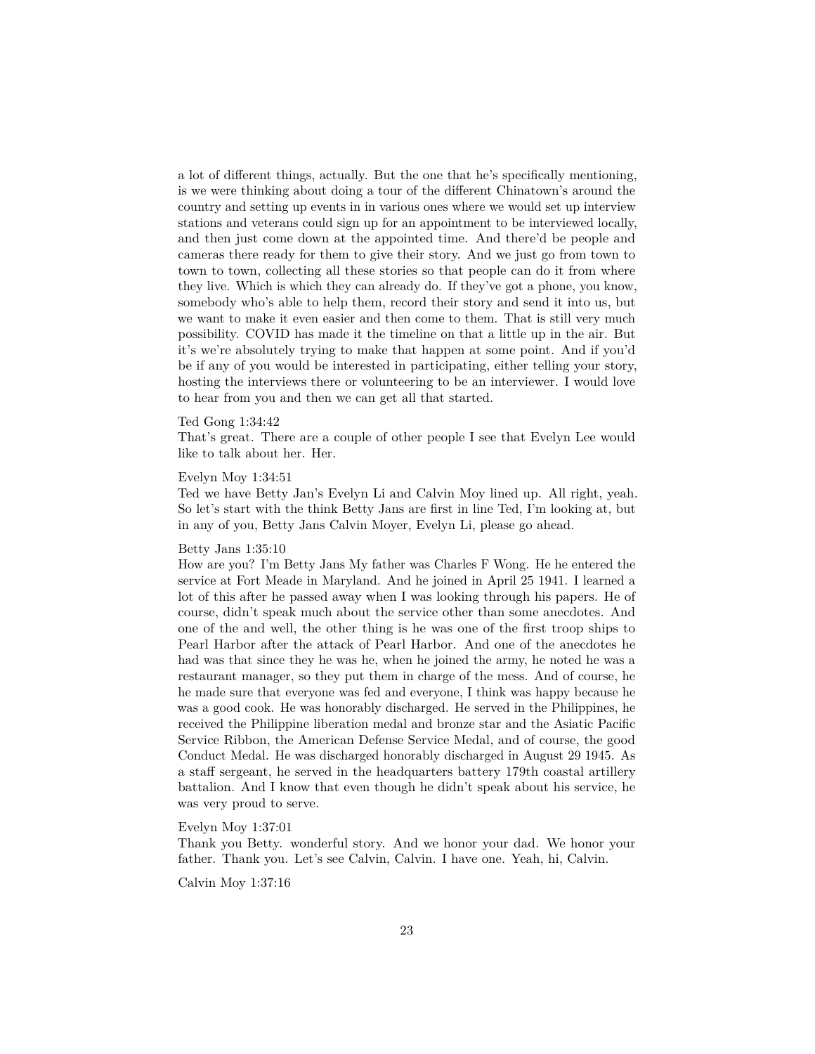a lot of different things, actually. But the one that he's specifically mentioning, is we were thinking about doing a tour of the different Chinatown's around the country and setting up events in in various ones where we would set up interview stations and veterans could sign up for an appointment to be interviewed locally, and then just come down at the appointed time. And there'd be people and cameras there ready for them to give their story. And we just go from town to town to town, collecting all these stories so that people can do it from where they live. Which is which they can already do. If they've got a phone, you know, somebody who's able to help them, record their story and send it into us, but we want to make it even easier and then come to them. That is still very much possibility. COVID has made it the timeline on that a little up in the air. But it's we're absolutely trying to make that happen at some point. And if you'd be if any of you would be interested in participating, either telling your story, hosting the interviews there or volunteering to be an interviewer. I would love to hear from you and then we can get all that started.

Ted Gong 1:34:42

That's great. There are a couple of other people I see that Evelyn Lee would like to talk about her. Her.

Evelyn Moy 1:34:51

Ted we have Betty Jan's Evelyn Li and Calvin Moy lined up. All right, yeah. So let's start with the think Betty Jans are first in line Ted, I'm looking at, but in any of you, Betty Jans Calvin Moyer, Evelyn Li, please go ahead.

Betty Jans 1:35:10

How are you? I'm Betty Jans My father was Charles F Wong. He he entered the service at Fort Meade in Maryland. And he joined in April 25 1941. I learned a lot of this after he passed away when I was looking through his papers. He of course, didn't speak much about the service other than some anecdotes. And one of the and well, the other thing is he was one of the first troop ships to Pearl Harbor after the attack of Pearl Harbor. And one of the anecdotes he had was that since they he was he, when he joined the army, he noted he was a restaurant manager, so they put them in charge of the mess. And of course, he he made sure that everyone was fed and everyone, I think was happy because he was a good cook. He was honorably discharged. He served in the Philippines, he received the Philippine liberation medal and bronze star and the Asiatic Pacific Service Ribbon, the American Defense Service Medal, and of course, the good Conduct Medal. He was discharged honorably discharged in August 29 1945. As a staff sergeant, he served in the headquarters battery 179th coastal artillery battalion. And I know that even though he didn't speak about his service, he was very proud to serve.

Evelyn Moy 1:37:01

Thank you Betty. wonderful story. And we honor your dad. We honor your father. Thank you. Let's see Calvin, Calvin. I have one. Yeah, hi, Calvin.

Calvin Moy 1:37:16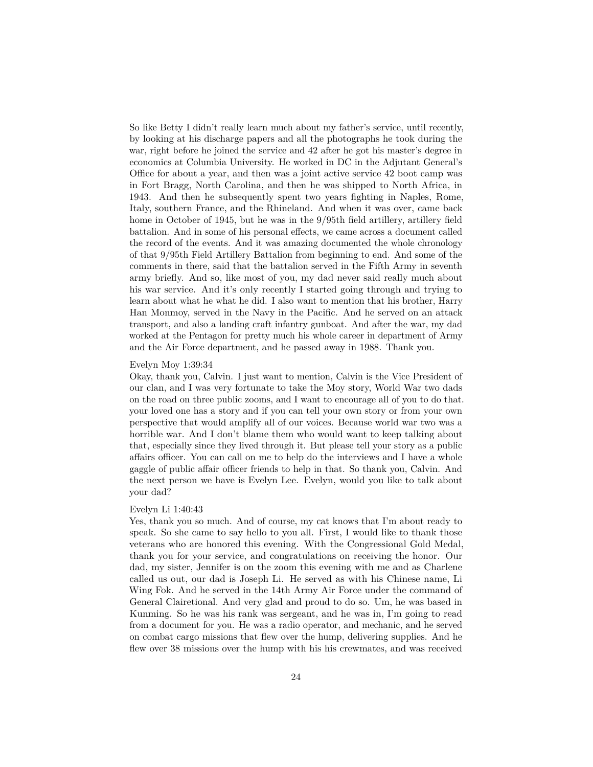So like Betty I didn't really learn much about my father's service, until recently, by looking at his discharge papers and all the photographs he took during the war, right before he joined the service and 42 after he got his master's degree in economics at Columbia University. He worked in DC in the Adjutant General's Office for about a year, and then was a joint active service 42 boot camp was in Fort Bragg, North Carolina, and then he was shipped to North Africa, in 1943. And then he subsequently spent two years fighting in Naples, Rome, Italy, southern France, and the Rhineland. And when it was over, came back home in October of 1945, but he was in the 9/95th field artillery, artillery field battalion. And in some of his personal effects, we came across a document called the record of the events. And it was amazing documented the whole chronology of that 9/95th Field Artillery Battalion from beginning to end. And some of the comments in there, said that the battalion served in the Fifth Army in seventh army briefly. And so, like most of you, my dad never said really much about his war service. And it's only recently I started going through and trying to learn about what he what he did. I also want to mention that his brother, Harry Han Monmoy, served in the Navy in the Pacific. And he served on an attack transport, and also a landing craft infantry gunboat. And after the war, my dad worked at the Pentagon for pretty much his whole career in department of Army and the Air Force department, and he passed away in 1988. Thank you.

Evelyn Moy 1:39:34
Okay, thank you, Calvin. I just want to mention, Calvin is the Vice President of our clan, and I was very fortunate to take the Moy story, World War two dads on the road on three public zooms, and I want to encourage all of you to do that. your loved one has a story and if you can tell your own story or from your own perspective that would amplify all of our voices. Because world war two was a horrible war. And I don't blame them who would want to keep talking about that, especially since they lived through it. But please tell your story as a public affairs officer. You can call on me to help do the interviews and I have a whole gaggle of public affair officer friends to help in that. So thank you, Calvin. And the next person we have is Evelyn Lee. Evelyn, would you like to talk about your dad?

Evelyn Li 1:40:43
Yes, thank you so much. And of course, my cat knows that I'm about ready to speak. So she came to say hello to you all. First, I would like to thank those veterans who are honored this evening. With the Congressional Gold Medal, thank you for your service, and congratulations on receiving the honor. Our dad, my sister, Jennifer is on the zoom this evening with me and as Charlene called us out, our dad is Joseph Li. He served as with his Chinese name, Li Wing Fok. And he served in the 14th Army Air Force under the command of General Clairetional. And very glad and proud to do so. Um, he was based in Kunming. So he was his rank was sergeant, and he was in, I'm going to read from a document for you. He was a radio operator, and mechanic, and he served on combat cargo missions that flew over the hump, delivering supplies. And he flew over 38 missions over the hump with his his crewmates, and was received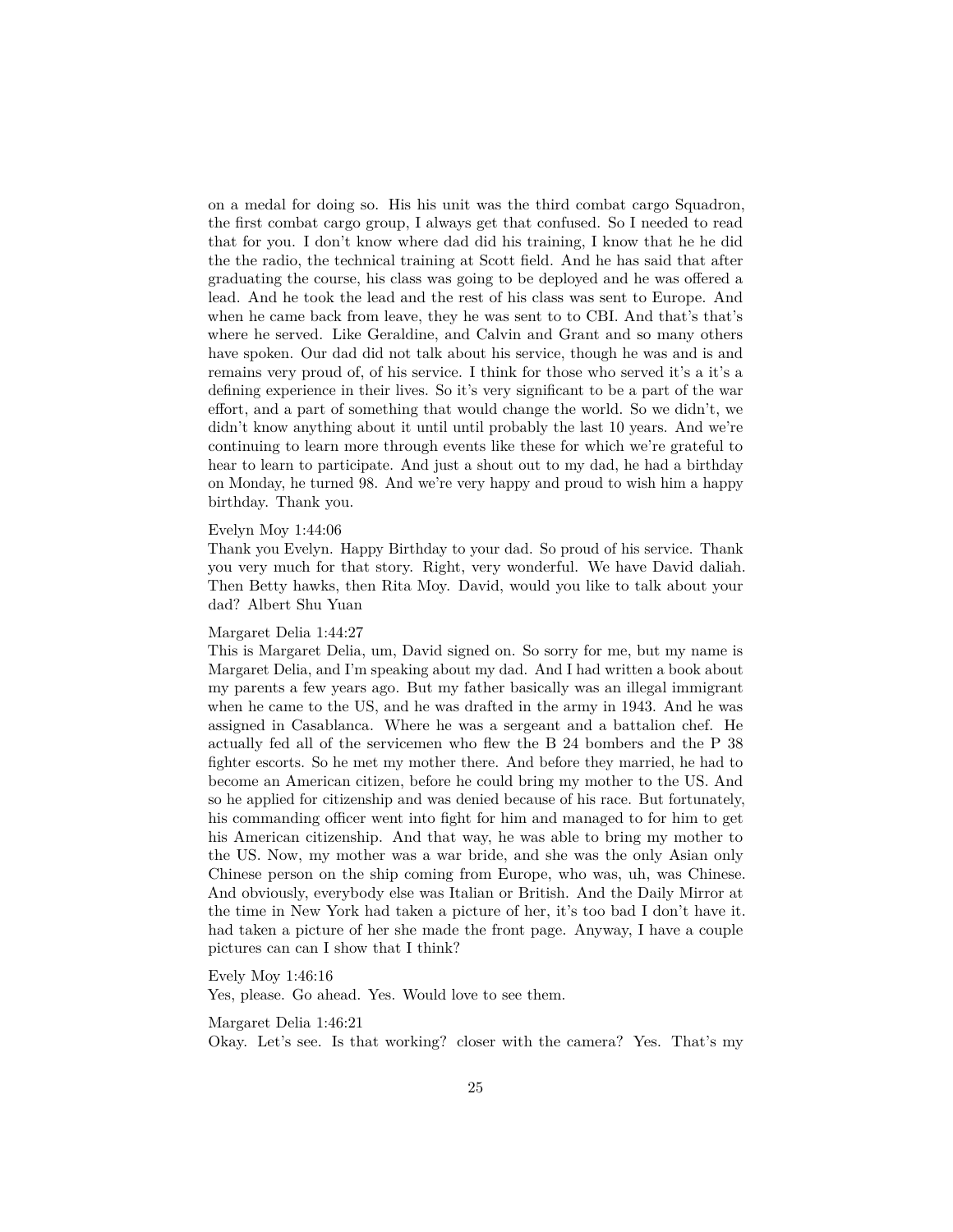on a medal for doing so. His his unit was the third combat cargo Squadron, the first combat cargo group, I always get that confused. So I needed to read that for you. I don't know where dad did his training, I know that he he did the the radio, the technical training at Scott field. And he has said that after graduating the course, his class was going to be deployed and he was offered a lead. And he took the lead and the rest of his class was sent to Europe. And when he came back from leave, they he was sent to to CBI. And that's that's where he served. Like Geraldine, and Calvin and Grant and so many others have spoken. Our dad did not talk about his service, though he was and is and remains very proud of, of his service. I think for those who served it's a it's a defining experience in their lives. So it's very significant to be a part of the war effort, and a part of something that would change the world. So we didn't, we didn't know anything about it until until probably the last 10 years. And we're continuing to learn more through events like these for which we're grateful to hear to learn to participate. And just a shout out to my dad, he had a birthday on Monday, he turned 98. And we're very happy and proud to wish him a happy birthday. Thank you.

Evelyn Moy 1:44:06
Thank you Evelyn. Happy Birthday to your dad. So proud of his service. Thank you very much for that story. Right, very wonderful. We have David daliah. Then Betty hawks, then Rita Moy. David, would you like to talk about your dad? Albert Shu Yuan

Margaret Delia 1:44:27
This is Margaret Delia, um, David signed on. So sorry for me, but my name is Margaret Delia, and I'm speaking about my dad. And I had written a book about my parents a few years ago. But my father basically was an illegal immigrant when he came to the US, and he was drafted in the army in 1943. And he was assigned in Casablanca. Where he was a sergeant and a battalion chef. He actually fed all of the servicemen who flew the B 24 bombers and the P 38 fighter escorts. So he met my mother there. And before they married, he had to become an American citizen, before he could bring my mother to the US. And so he applied for citizenship and was denied because of his race. But fortunately, his commanding officer went into fight for him and managed to for him to get his American citizenship. And that way, he was able to bring my mother to the US. Now, my mother was a war bride, and she was the only Asian only Chinese person on the ship coming from Europe, who was, uh, was Chinese. And obviously, everybody else was Italian or British. And the Daily Mirror at the time in New York had taken a picture of her, it's too bad I don't have it. had taken a picture of her she made the front page. Anyway, I have a couple pictures can can I show that I think?

Evely Moy 1:46:16
Yes, please. Go ahead. Yes. Would love to see them.

Margaret Delia 1:46:21
Okay. Let's see. Is that working? closer with the camera? Yes. That's my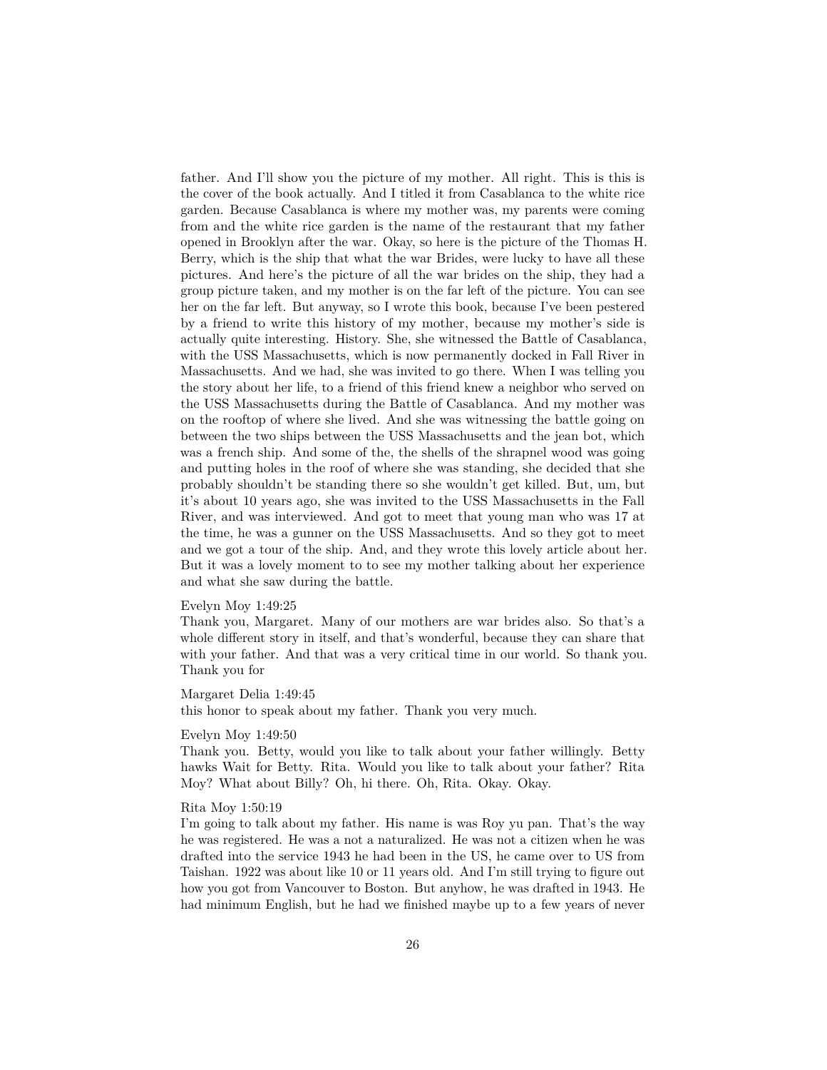father. And I'll show you the picture of my mother. All right. This is this is the cover of the book actually. And I titled it from Casablanca to the white rice garden. Because Casablanca is where my mother was, my parents were coming from and the white rice garden is the name of the restaurant that my father opened in Brooklyn after the war. Okay, so here is the picture of the Thomas H. Berry, which is the ship that what the war Brides, were lucky to have all these pictures. And here's the picture of all the war brides on the ship, they had a group picture taken, and my mother is on the far left of the picture. You can see her on the far left. But anyway, so I wrote this book, because I've been pestered by a friend to write this history of my mother, because my mother's side is actually quite interesting. History. She, she witnessed the Battle of Casablanca, with the USS Massachusetts, which is now permanently docked in Fall River in Massachusetts. And we had, she was invited to go there. When I was telling you the story about her life, to a friend of this friend knew a neighbor who served on the USS Massachusetts during the Battle of Casablanca. And my mother was on the rooftop of where she lived. And she was witnessing the battle going on between the two ships between the USS Massachusetts and the jean bot, which was a french ship. And some of the, the shells of the shrapnel wood was going and putting holes in the roof of where she was standing, she decided that she probably shouldn't be standing there so she wouldn't get killed. But, um, but it's about 10 years ago, she was invited to the USS Massachusetts in the Fall River, and was interviewed. And got to meet that young man who was 17 at the time, he was a gunner on the USS Massachusetts. And so they got to meet and we got a tour of the ship. And, and they wrote this lovely article about her. But it was a lovely moment to see my mother talking about her experience and what she saw during the battle.

Evelyn Moy 1:49:25
Thank you, Margaret. Many of our mothers are war brides also. So that's a whole different story in itself, and that's wonderful, because they can share that with your father. And that was a very critical time in our world. So thank you. Thank you for

Margaret Delia 1:49:45
this honor to speak about my father. Thank you very much.

Evelyn Moy 1:49:50
Thank you. Betty, would you like to talk about your father willingly. Betty hawks Wait for Betty. Rita. Would you like to talk about your father? Rita Moy? What about Billy? Oh, hi there. Oh, Rita. Okay. Okay.

Rita Moy 1:50:19
I'm going to talk about my father. His name is was Roy yu pan. That's the way he was registered. He was a not a naturalized. He was not a citizen when he was drafted into the service 1943 he had been in the US, he came over to US from Taishan. 1922 was about like 10 or 11 years old. And I'm still trying to figure out how you got from Vancouver to Boston. But anyhow, he was drafted in 1943. He had minimum English, but he had we finished maybe up to a few years of never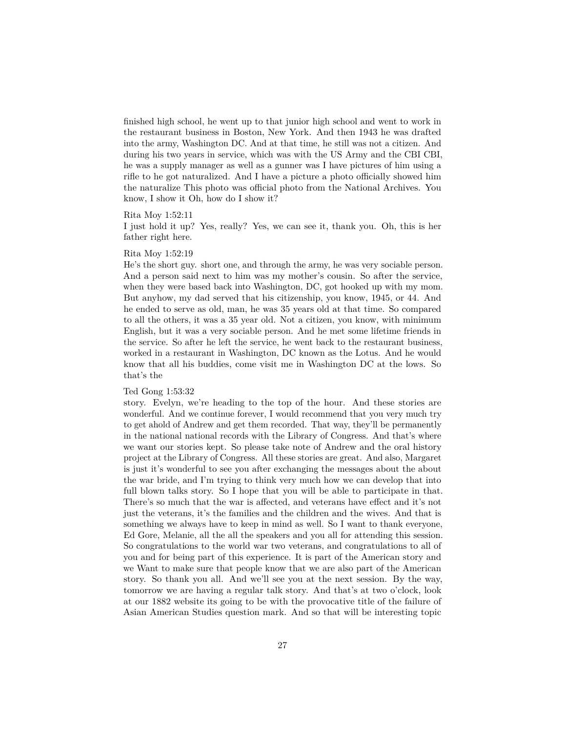finished high school, he went up to that junior high school and went to work in the restaurant business in Boston, New York. And then 1943 he was drafted into the army, Washington DC. And at that time, he still was not a citizen. And during his two years in service, which was with the US Army and the CBI CBI, he was a supply manager as well as a gunner was I have pictures of him using a rifle to he got naturalized. And I have a picture a photo officially showed him the naturalize This photo was official photo from the National Archives. You know, I show it Oh, how do I show it?

Rita Moy 1:52:11
I just hold it up? Yes, really? Yes, we can see it, thank you. Oh, this is her father right here.

Rita Moy 1:52:19
He's the short guy. short one, and through the army, he was very sociable person. And a person said next to him was my mother's cousin. So after the service, when they were based back into Washington, DC, got hooked up with my mom. But anyhow, my dad served that his citizenship, you know, 1945, or 44. And he ended to serve as old, man, he was 35 years old at that time. So compared to all the others, it was a 35 year old. Not a citizen, you know, with minimum English, but it was a very sociable person. And he met some lifetime friends in the service. So after he left the service, he went back to the restaurant business, worked in a restaurant in Washington, DC known as the Lotus. And he would know that all his buddies, come visit me in Washington DC at the lows. So that's the

Ted Gong 1:53:32
story. Evelyn, we're heading to the top of the hour. And these stories are wonderful. And we continue forever, I would recommend that you very much try to get ahold of Andrew and get them recorded. That way, they'll be permanently in the national national records with the Library of Congress. And that's where we want our stories kept. So please take note of Andrew and the oral history project at the Library of Congress. All these stories are great. And also, Margaret is just it's wonderful to see you after exchanging the messages about the about the war bride, and I'm trying to think very much how we can develop that into full blown talks story. So I hope that you will be able to participate in that. There's so much that the war is affected, and veterans have effect and it's not just the veterans, it's the families and the children and the wives. And that is something we always have to keep in mind as well. So I want to thank everyone, Ed Gore, Melanie, all the all the speakers and you all for attending this session. So congratulations to the world war two veterans, and congratulations to all of you and for being part of this experience. It is part of the American story and we Want to make sure that people know that we are also part of the American story. So thank you all. And we'll see you at the next session. By the way, tomorrow we are having a regular talk story. And that's at two o'clock, look at our 1882 website its going to be with the provocative title of the failure of Asian American Studies question mark. And so that will be interesting topic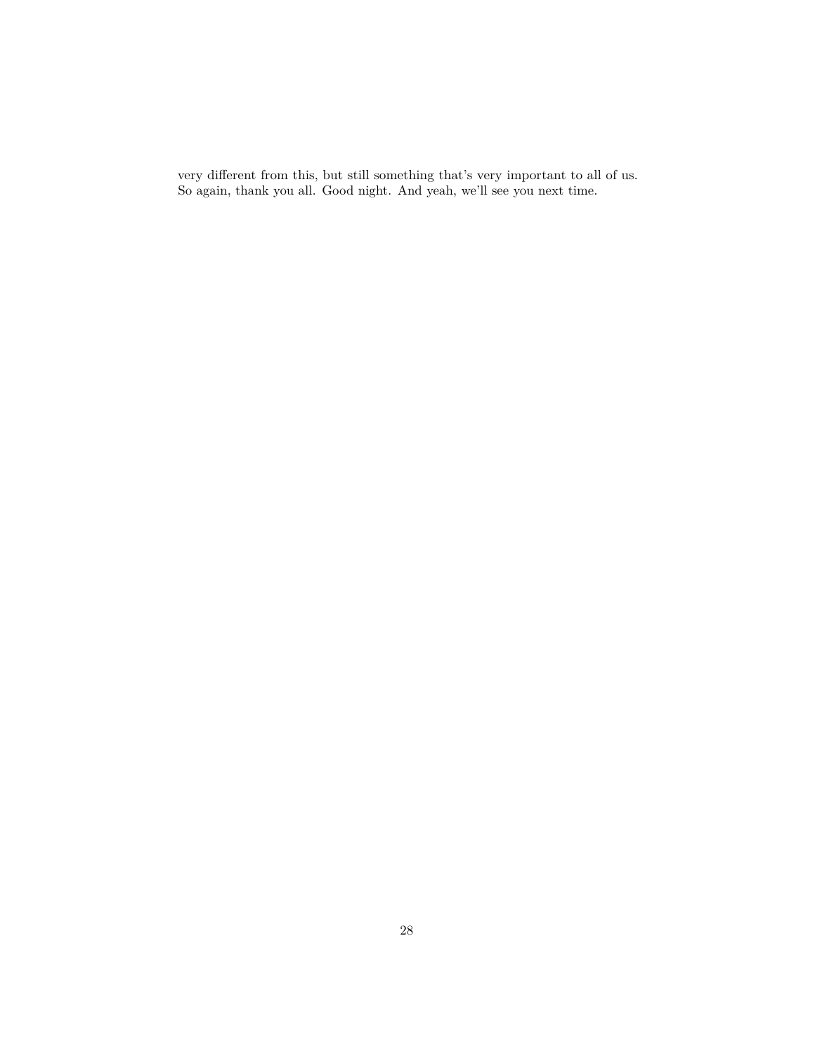very different from this, but still something that's very important to all of us. So again, thank you all. Good night. And yeah, we'll see you next time.